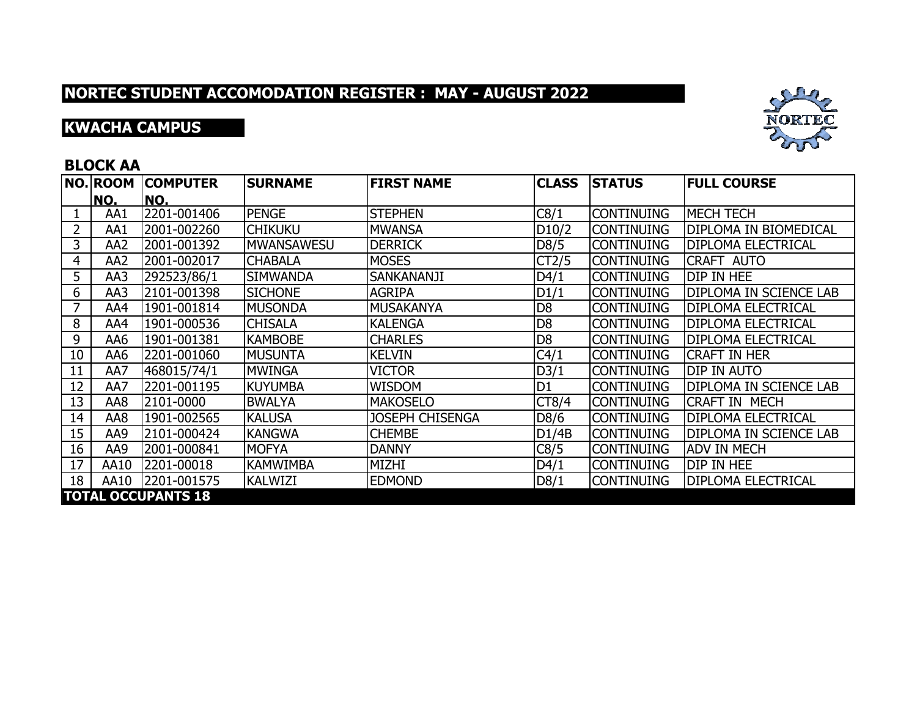# NORTEC STUDENT ACCOMODATION REGISTER : MAY - AUGUST 2022

## KWACHA CAMPUS

### BLOCK AA

| NO. | ROOM NO. | COMPUTER NO. | SURNAME | FIRST NAME | CLASS | STATUS | FULL COURSE |
|---|---|---|---|---|---|---|---|
| 1 | AA1 | 2201-001406 | PENGE | STEPHEN | C8/1 | CONTINUING | MECH TECH |
| 2 | AA1 | 2001-002260 | CHIKUKU | MWANSA | D10/2 | CONTINUING | DIPLOMA IN BIOMEDICAL |
| 3 | AA2 | 2001-001392 | MWANSAWESU | DERRICK | D8/5 | CONTINUING | DIPLOMA ELECTRICAL |
| 4 | AA2 | 2001-002017 | CHABALA | MOSES | CT2/5 | CONTINUING | CRAFT AUTO |
| 5 | AA3 | 292523/86/1 | SIMWANDA | SANKANANJI | D4/1 | CONTINUING | DIP IN HEE |
| 6 | AA3 | 2101-001398 | SICHONE | AGRIPA | D1/1 | CONTINUING | DIPLOMA IN SCIENCE LAB |
| 7 | AA4 | 1901-001814 | MUSONDA | MUSAKANYA | D8 | CONTINUING | DIPLOMA ELECTRICAL |
| 8 | AA4 | 1901-000536 | CHISALA | KALENGA | D8 | CONTINUING | DIPLOMA ELECTRICAL |
| 9 | AA6 | 1901-001381 | KAMBOBE | CHARLES | D8 | CONTINUING | DIPLOMA ELECTRICAL |
| 10 | AA6 | 2201-001060 | MUSUNTA | KELVIN | C4/1 | CONTINUING | CRAFT IN HER |
| 11 | AA7 | 468015/74/1 | MWINGA | VICTOR | D3/1 | CONTINUING | DIP IN AUTO |
| 12 | AA7 | 2201-001195 | KUYUMBA | WISDOM | D1 | CONTINUING | DIPLOMA IN SCIENCE LAB |
| 13 | AA8 | 2101-0000 | BWALYA | MAKOSELO | CT8/4 | CONTINUING | CRAFT IN MECH |
| 14 | AA8 | 1901-002565 | KALUSA | JOSEPH CHISENGA | D8/6 | CONTINUING | DIPLOMA ELECTRICAL |
| 15 | AA9 | 2101-000424 | KANGWA | CHEMBE | D1/4B | CONTINUING | DIPLOMA IN SCIENCE LAB |
| 16 | AA9 | 2001-000841 | MOFYA | DANNY | C8/5 | CONTINUING | ADV IN MECH |
| 17 | AA10 | 2201-00018 | KAMWIMBA | MIZHI | D4/1 | CONTINUING | DIP IN HEE |
| 18 | AA10 | 2201-001575 | KALWIZI | EDMOND | D8/1 | CONTINUING | DIPLOMA ELECTRICAL |
| **TOTAL OCCUPANTS 18** | | | | | | | |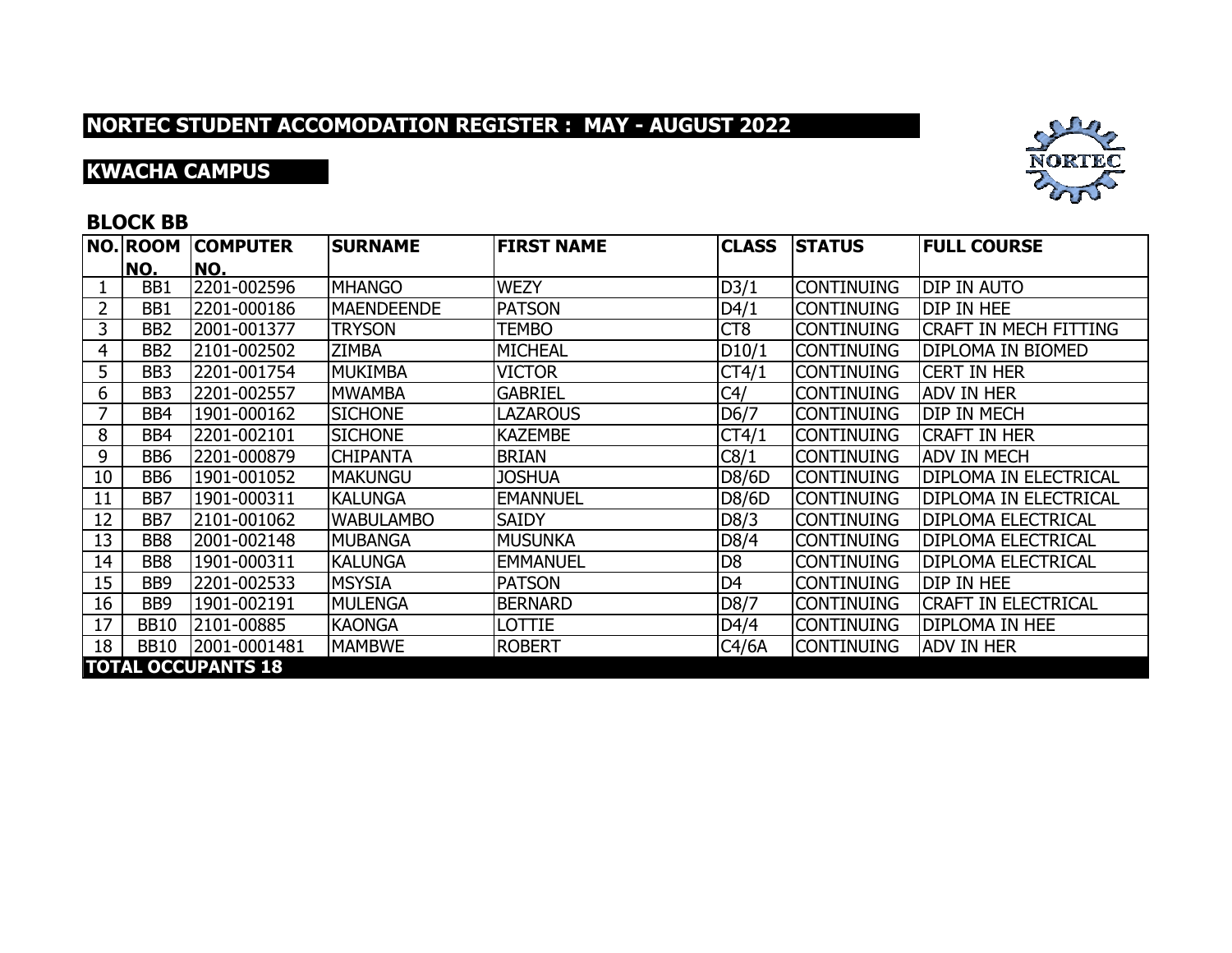# NORTEC STUDENT ACCOMODATION REGISTER : MAY - AUGUST 2022

## KWACHA CAMPUS

### BLOCK BB

| NO. | ROOM NO. | COMPUTER NO. | SURNAME | FIRST NAME | CLASS | STATUS | FULL COURSE |
|---|---|---|---|---|---|---|---|
| 1 | BB1 | 2201-002596 | MHANGO | WEZY | D3/1 | CONTINUING | DIP IN AUTO |
| 2 | BB1 | 2201-000186 | MAENDEENDE | PATSON | D4/1 | CONTINUING | DIP IN HEE |
| 3 | BB2 | 2001-001377 | TRYSON | TEMBO | CT8 | CONTINUING | CRAFT IN MECH FITTING |
| 4 | BB2 | 2101-002502 | ZIMBA | MICHEAL | D10/1 | CONTINUING | DIPLOMA IN BIOMED |
| 5 | BB3 | 2201-001754 | MUKIMBA | VICTOR | CT4/1 | CONTINUING | CERT IN HER |
| 6 | BB3 | 2201-002557 | MWAMBA | GABRIEL | C4/ | CONTINUING | ADV IN HER |
| 7 | BB4 | 1901-000162 | SICHONE | LAZAROUS | D6/7 | CONTINUING | DIP IN MECH |
| 8 | BB4 | 2201-002101 | SICHONE | KAZEMBE | CT4/1 | CONTINUING | CRAFT IN HER |
| 9 | BB6 | 2201-000879 | CHIPANTA | BRIAN | C8/1 | CONTINUING | ADV IN MECH |
| 10 | BB6 | 1901-001052 | MAKUNGU | JOSHUA | D8/6D | CONTINUING | DIPLOMA IN ELECTRICAL |
| 11 | BB7 | 1901-000311 | KALUNGA | EMANNUEL | D8/6D | CONTINUING | DIPLOMA IN ELECTRICAL |
| 12 | BB7 | 2101-001062 | WABULAMBO | SAIDY | D8/3 | CONTINUING | DIPLOMA ELECTRICAL |
| 13 | BB8 | 2001-002148 | MUBANGA | MUSUNKA | D8/4 | CONTINUING | DIPLOMA ELECTRICAL |
| 14 | BB8 | 1901-000311 | KALUNGA | EMMANUEL | D8 | CONTINUING | DIPLOMA ELECTRICAL |
| 15 | BB9 | 2201-002533 | MSYSIA | PATSON | D4 | CONTINUING | DIP IN HEE |
| 16 | BB9 | 1901-002191 | MULENGA | BERNARD | D8/7 | CONTINUING | CRAFT IN ELECTRICAL |
| 17 | BB10 | 2101-00885 | KAONGA | LOTTIE | D4/4 | CONTINUING | DIPLOMA IN HEE |
| 18 | BB10 | 2001-0001481 | MAMBWE | ROBERT | C4/6A | CONTINUING | ADV IN HER |
| **TOTAL OCCUPANTS 18** | | | | | | | |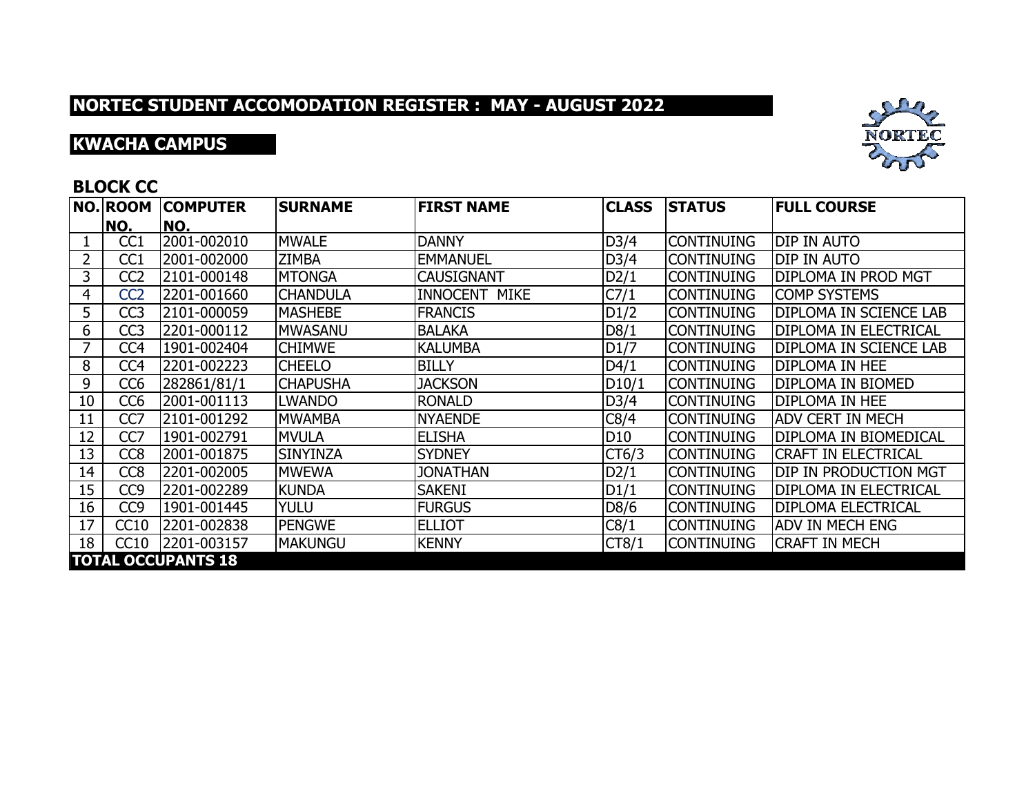# NORTEC STUDENT ACCOMODATION REGISTER : MAY - AUGUST 2022

## KWACHA CAMPUS

### BLOCK CC

| NO. | ROOM NO. | COMPUTER NO. | SURNAME | FIRST NAME | CLASS | STATUS | FULL COURSE |
|---|---|---|---|---|---|---|---|
| 1 | CC1 | 2001-002010 | MWALE | DANNY | D3/4 | CONTINUING | DIP IN AUTO |
| 2 | CC1 | 2001-002000 | ZIMBA | EMMANUEL | D3/4 | CONTINUING | DIP IN AUTO |
| 3 | CC2 | 2101-000148 | MTONGA | CAUSIGNANT | D2/1 | CONTINUING | DIPLOMA IN PROD MGT |
| 4 | CC2 | 2201-001660 | CHANDULA | INNOCENT MIKE | C7/1 | CONTINUING | COMP SYSTEMS |
| 5 | CC3 | 2101-000059 | MASHEBE | FRANCIS | D1/2 | CONTINUING | DIPLOMA IN SCIENCE LAB |
| 6 | CC3 | 2201-000112 | MWASANU | BALAKA | D8/1 | CONTINUING | DIPLOMA IN ELECTRICAL |
| 7 | CC4 | 1901-002404 | CHIMWE | KALUMBA | D1/7 | CONTINUING | DIPLOMA IN SCIENCE LAB |
| 8 | CC4 | 2201-002223 | CHEELO | BILLY | D4/1 | CONTINUING | DIPLOMA IN HEE |
| 9 | CC6 | 282861/81/1 | CHAPUSHA | JACKSON | D10/1 | CONTINUING | DIPLOMA IN BIOMED |
| 10 | CC6 | 2001-001113 | LWANDO | RONALD | D3/4 | CONTINUING | DIPLOMA IN HEE |
| 11 | CC7 | 2101-001292 | MWAMBA | NYAENDE | C8/4 | CONTINUING | ADV CERT IN MECH |
| 12 | CC7 | 1901-002791 | MVULA | ELISHA | D10 | CONTINUING | DIPLOMA IN BIOMEDICAL |
| 13 | CC8 | 2001-001875 | SINYINZA | SYDNEY | CT6/3 | CONTINUING | CRAFT IN ELECTRICAL |
| 14 | CC8 | 2201-002005 | MWEWA | JONATHAN | D2/1 | CONTINUING | DIP IN PRODUCTION MGT |
| 15 | CC9 | 2201-002289 | KUNDA | SAKENI | D1/1 | CONTINUING | DIPLOMA IN ELECTRICAL |
| 16 | CC9 | 1901-001445 | YULU | FURGUS | D8/6 | CONTINUING | DIPLOMA ELECTRICAL |
| 17 | CC10 | 2201-002838 | PENGWE | ELLIOT | C8/1 | CONTINUING | ADV IN MECH ENG |
| 18 | CC10 | 2201-003157 | MAKUNGU | KENNY | CT8/1 | CONTINUING | CRAFT IN MECH |

**TOTAL OCCUPANTS 18**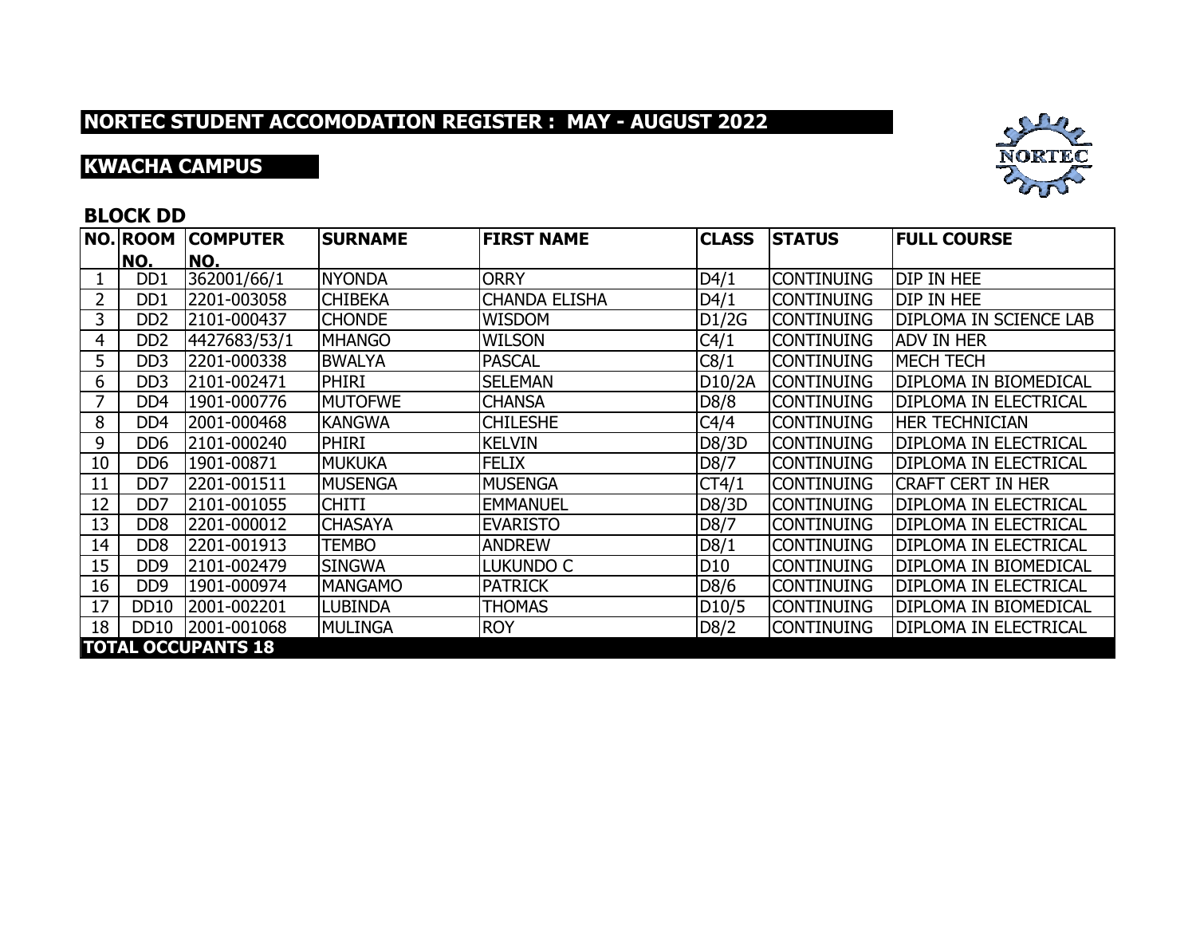# NORTEC STUDENT ACCOMODATION REGISTER : MAY - AUGUST 2022

## KWACHA CAMPUS

### BLOCK DD

| NO. | ROOM NO. | COMPUTER NO. | SURNAME | FIRST NAME | CLASS | STATUS | FULL COURSE |
|---|---|---|---|---|---|---|---|
| 1 | DD1 | 362001/66/1 | NYONDA | ORRY | D4/1 | CONTINUING | DIP IN HEE |
| 2 | DD1 | 2201-003058 | CHIBEKA | CHANDA ELISHA | D4/1 | CONTINUING | DIP IN HEE |
| 3 | DD2 | 2101-000437 | CHONDE | WISDOM | D1/2G | CONTINUING | DIPLOMA IN SCIENCE LAB |
| 4 | DD2 | 4427683/53/1 | MHANGO | WILSON | C4/1 | CONTINUING | ADV IN HER |
| 5 | DD3 | 2201-000338 | BWALYA | PASCAL | C8/1 | CONTINUING | MECH TECH |
| 6 | DD3 | 2101-002471 | PHIRI | SELEMAN | D10/2A | CONTINUING | DIPLOMA IN BIOMEDICAL |
| 7 | DD4 | 1901-000776 | MUTOFWE | CHANSA | D8/8 | CONTINUING | DIPLOMA IN ELECTRICAL |
| 8 | DD4 | 2001-000468 | KANGWA | CHILESHE | C4/4 | CONTINUING | HER TECHNICIAN |
| 9 | DD6 | 2101-000240 | PHIRI | KELVIN | D8/3D | CONTINUING | DIPLOMA IN ELECTRICAL |
| 10 | DD6 | 1901-00871 | MUKUKA | FELIX | D8/7 | CONTINUING | DIPLOMA IN ELECTRICAL |
| 11 | DD7 | 2201-001511 | MUSENGA | MUSENGA | CT4/1 | CONTINUING | CRAFT CERT IN HER |
| 12 | DD7 | 2101-001055 | CHITI | EMMANUEL | D8/3D | CONTINUING | DIPLOMA IN ELECTRICAL |
| 13 | DD8 | 2201-000012 | CHASAYA | EVARISTO | D8/7 | CONTINUING | DIPLOMA IN ELECTRICAL |
| 14 | DD8 | 2201-001913 | TEMBO | ANDREW | D8/1 | CONTINUING | DIPLOMA IN ELECTRICAL |
| 15 | DD9 | 2101-002479 | SINGWA | LUKUNDO C | D10 | CONTINUING | DIPLOMA IN BIOMEDICAL |
| 16 | DD9 | 1901-000974 | MANGAMO | PATRICK | D8/6 | CONTINUING | DIPLOMA IN ELECTRICAL |
| 17 | DD10 | 2001-002201 | LUBINDA | THOMAS | D10/5 | CONTINUING | DIPLOMA IN BIOMEDICAL |
| 18 | DD10 | 2001-001068 | MULINGA | ROY | D8/2 | CONTINUING | DIPLOMA IN ELECTRICAL |
| TOTAL OCCUPANTS 18 | | | | | | | |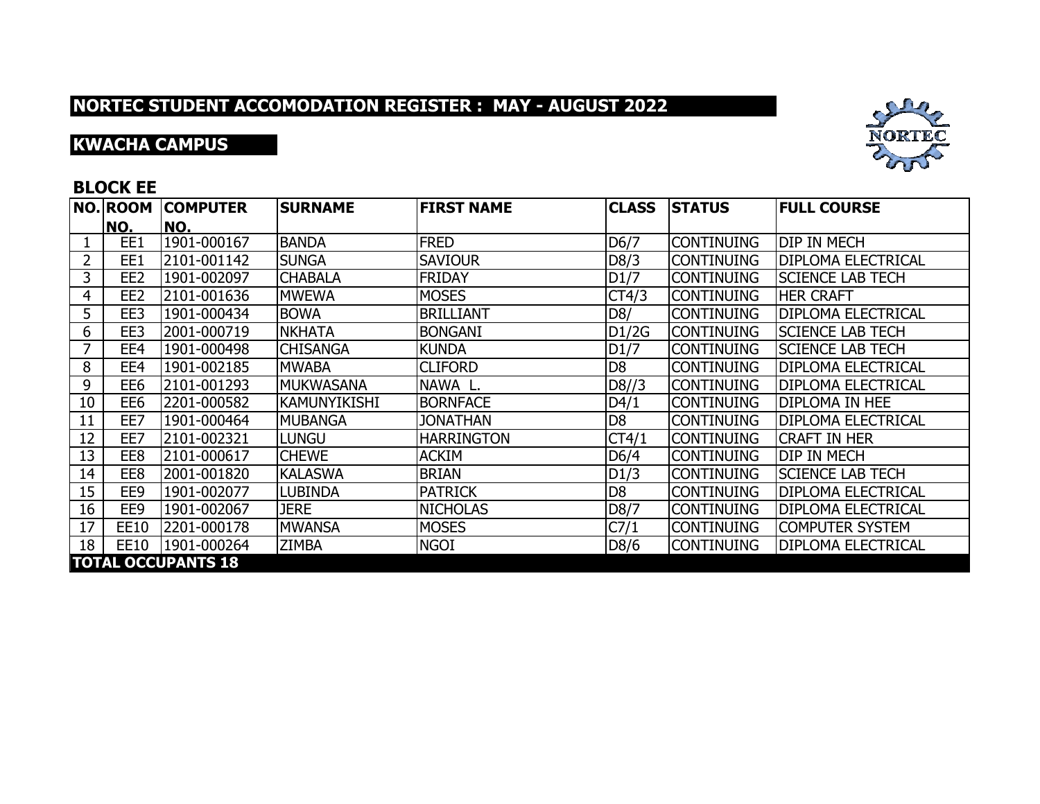## NORTEC STUDENT ACCOMODATION REGISTER : MAY - AUGUST 2022

## KWACHA CAMPUS

### BLOCK EE

| NO. | ROOM NO. | COMPUTER NO. | SURNAME | FIRST NAME | CLASS | STATUS | FULL COURSE |
|---|---|---|---|---|---|---|---|
| 1 | EE1 | 1901-000167 | BANDA | FRED | D6/7 | CONTINUING | DIP IN MECH |
| 2 | EE1 | 2101-001142 | SUNGA | SAVIOUR | D8/3 | CONTINUING | DIPLOMA ELECTRICAL |
| 3 | EE2 | 1901-002097 | CHABALA | FRIDAY | D1/7 | CONTINUING | SCIENCE LAB TECH |
| 4 | EE2 | 2101-001636 | MWEWA | MOSES | CT4/3 | CONTINUING | HER CRAFT |
| 5 | EE3 | 1901-000434 | BOWA | BRILLIANT | D8/ | CONTINUING | DIPLOMA ELECTRICAL |
| 6 | EE3 | 2001-000719 | NKHATA | BONGANI | D1/2G | CONTINUING | SCIENCE LAB TECH |
| 7 | EE4 | 1901-000498 | CHISANGA | KUNDA | D1/7 | CONTINUING | SCIENCE LAB TECH |
| 8 | EE4 | 1901-002185 | MWABA | CLIFORD | D8 | CONTINUING | DIPLOMA ELECTRICAL |
| 9 | EE6 | 2101-001293 | MUKWASANA | NAWA L. | D8//3 | CONTINUING | DIPLOMA ELECTRICAL |
| 10 | EE6 | 2201-000582 | KAMUNYIKISHI | BORNFACE | D4/1 | CONTINUING | DIPLOMA IN HEE |
| 11 | EE7 | 1901-000464 | MUBANGA | JONATHAN | D8 | CONTINUING | DIPLOMA ELECTRICAL |
| 12 | EE7 | 2101-002321 | LUNGU | HARRINGTON | CT4/1 | CONTINUING | CRAFT IN HER |
| 13 | EE8 | 2101-000617 | CHEWE | ACKIM | D6/4 | CONTINUING | DIP IN MECH |
| 14 | EE8 | 2001-001820 | KALASWA | BRIAN | D1/3 | CONTINUING | SCIENCE LAB TECH |
| 15 | EE9 | 1901-002077 | LUBINDA | PATRICK | D8 | CONTINUING | DIPLOMA ELECTRICAL |
| 16 | EE9 | 1901-002067 | JERE | NICHOLAS | D8/7 | CONTINUING | DIPLOMA ELECTRICAL |
| 17 | EE10 | 2201-000178 | MWANSA | MOSES | C7/1 | CONTINUING | COMPUTER SYSTEM |
| 18 | EE10 | 1901-000264 | ZIMBA | NGOI | D8/6 | CONTINUING | DIPLOMA ELECTRICAL |

**TOTAL OCCUPANTS 18**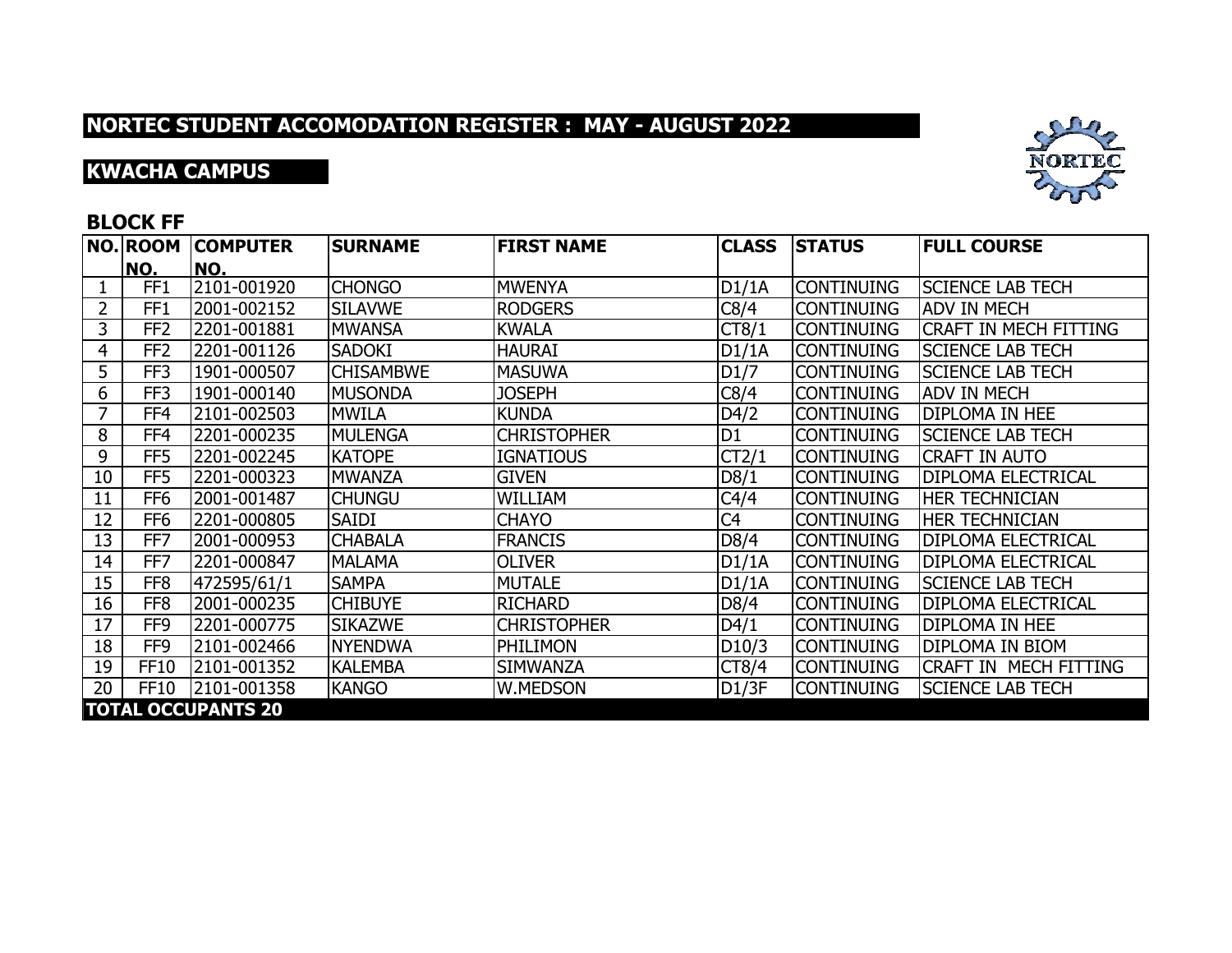# NORTEC STUDENT ACCOMODATION REGISTER : MAY - AUGUST 2022

## KWACHA CAMPUS

### BLOCK FF

| NO. | ROOM NO. | COMPUTER NO. | SURNAME | FIRST NAME | CLASS | STATUS | FULL COURSE |
|---|---|---|---|---|---|---|---|
| 1 | FF1 | 2101-001920 | CHONGO | MWENYA | D1/1A | CONTINUING | SCIENCE LAB TECH |
| 2 | FF1 | 2001-002152 | SILAVWE | RODGERS | C8/4 | CONTINUING | ADV IN MECH |
| 3 | FF2 | 2201-001881 | MWANSA | KWALA | CT8/1 | CONTINUING | CRAFT IN MECH FITTING |
| 4 | FF2 | 2201-001126 | SADOKI | HAURAI | D1/1A | CONTINUING | SCIENCE LAB TECH |
| 5 | FF3 | 1901-000507 | CHISAMBWE | MASUWA | D1/7 | CONTINUING | SCIENCE LAB TECH |
| 6 | FF3 | 1901-000140 | MUSONDA | JOSEPH | C8/4 | CONTINUING | ADV IN MECH |
| 7 | FF4 | 2101-002503 | MWILA | KUNDA | D4/2 | CONTINUING | DIPLOMA IN HEE |
| 8 | FF4 | 2201-000235 | MULENGA | CHRISTOPHER | D1 | CONTINUING | SCIENCE LAB TECH |
| 9 | FF5 | 2201-002245 | KATOPE | IGNATIOUS | CT2/1 | CONTINUING | CRAFT IN AUTO |
| 10 | FF5 | 2201-000323 | MWANZA | GIVEN | D8/1 | CONTINUING | DIPLOMA ELECTRICAL |
| 11 | FF6 | 2001-001487 | CHUNGU | WILLIAM | C4/4 | CONTINUING | HER TECHNICIAN |
| 12 | FF6 | 2201-000805 | SAIDI | CHAYO | C4 | CONTINUING | HER TECHNICIAN |
| 13 | FF7 | 2001-000953 | CHABALA | FRANCIS | D8/4 | CONTINUING | DIPLOMA ELECTRICAL |
| 14 | FF7 | 2201-000847 | MALAMA | OLIVER | D1/1A | CONTINUING | DIPLOMA ELECTRICAL |
| 15 | FF8 | 472595/61/1 | SAMPA | MUTALE | D1/1A | CONTINUING | SCIENCE LAB TECH |
| 16 | FF8 | 2001-000235 | CHIBUYE | RICHARD | D8/4 | CONTINUING | DIPLOMA ELECTRICAL |
| 17 | FF9 | 2201-000775 | SIKAZWE | CHRISTOPHER | D4/1 | CONTINUING | DIPLOMA IN HEE |
| 18 | FF9 | 2101-002466 | NYENDWA | PHILIMON | D10/3 | CONTINUING | DIPLOMA IN BIOM |
| 19 | FF10 | 2101-001352 | KALEMBA | SIMWANZA | CT8/4 | CONTINUING | CRAFT IN MECH FITTING |
| 20 | FF10 | 2101-001358 | KANGO | W.MEDSON | D1/3F | CONTINUING | SCIENCE LAB TECH |
| **TOTAL OCCUPANTS 20** | | | | | | | |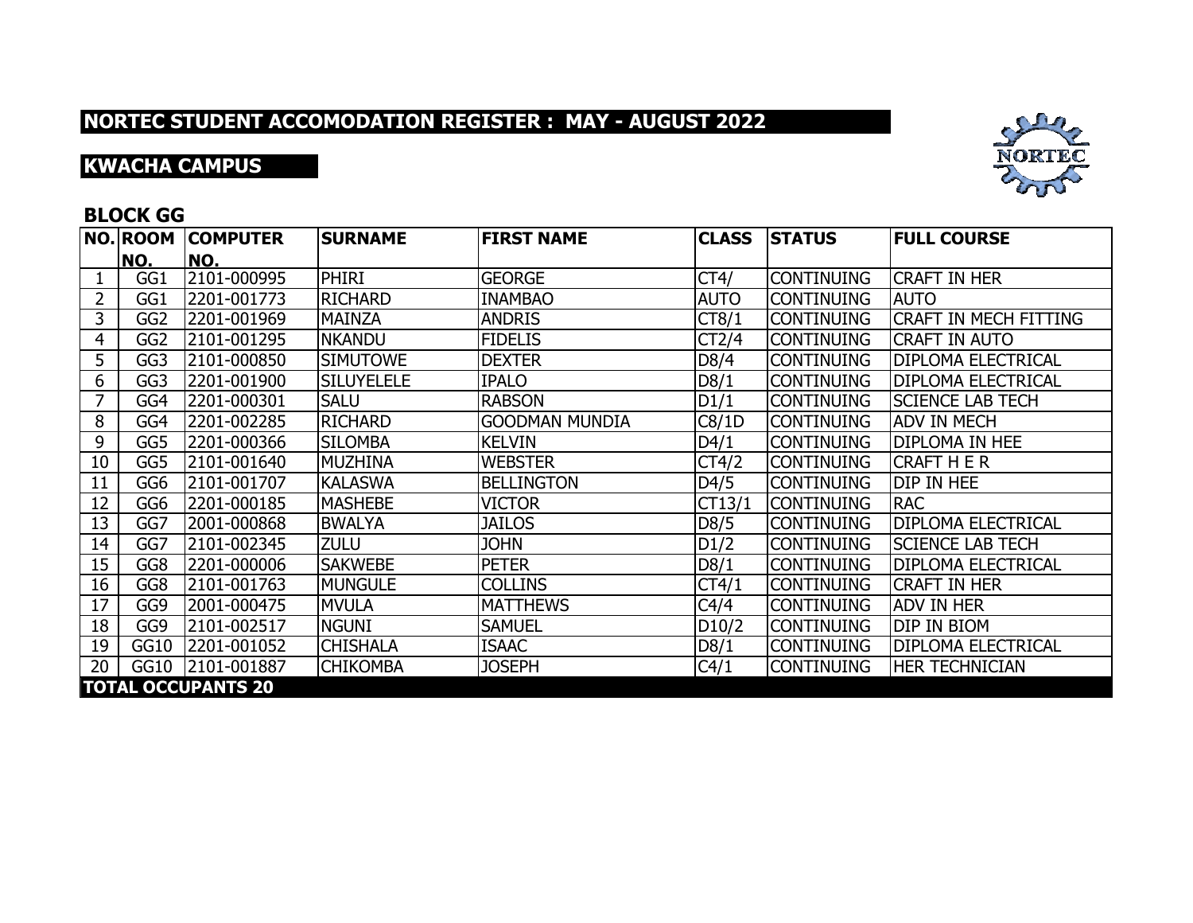## NORTEC STUDENT ACCOMODATION REGISTER : MAY - AUGUST 2022

## KWACHA CAMPUS

### BLOCK GG

| NO. | ROOM NO. | COMPUTER NO. | SURNAME | FIRST NAME | CLASS | STATUS | FULL COURSE |
|---|---|---|---|---|---|---|---|
| 1 | GG1 | 2101-000995 | PHIRI | GEORGE | CT4/ | CONTINUING | CRAFT IN HER |
| 2 | GG1 | 2201-001773 | RICHARD | INAMBAO | AUTO | CONTINUING | AUTO |
| 3 | GG2 | 2201-001969 | MAINZA | ANDRIS | CT8/1 | CONTINUING | CRAFT IN MECH FITTING |
| 4 | GG2 | 2101-001295 | NKANDU | FIDELIS | CT2/4 | CONTINUING | CRAFT IN AUTO |
| 5 | GG3 | 2101-000850 | SIMUTOWE | DEXTER | D8/4 | CONTINUING | DIPLOMA ELECTRICAL |
| 6 | GG3 | 2201-001900 | SILUYELELE | IPALO | D8/1 | CONTINUING | DIPLOMA ELECTRICAL |
| 7 | GG4 | 2201-000301 | SALU | RABSON | D1/1 | CONTINUING | SCIENCE LAB TECH |
| 8 | GG4 | 2201-002285 | RICHARD | GOODMAN MUNDIA | C8/1D | CONTINUING | ADV IN MECH |
| 9 | GG5 | 2201-000366 | SILOMBA | KELVIN | D4/1 | CONTINUING | DIPLOMA IN HEE |
| 10 | GG5 | 2101-001640 | MUZHINA | WEBSTER | CT4/2 | CONTINUING | CRAFT H E R |
| 11 | GG6 | 2101-001707 | KALASWA | BELLINGTON | D4/5 | CONTINUING | DIP IN HEE |
| 12 | GG6 | 2201-000185 | MASHEBE | VICTOR | CT13/1 | CONTINUING | RAC |
| 13 | GG7 | 2001-000868 | BWALYA | JAILOS | D8/5 | CONTINUING | DIPLOMA ELECTRICAL |
| 14 | GG7 | 2101-002345 | ZULU | JOHN | D1/2 | CONTINUING | SCIENCE LAB TECH |
| 15 | GG8 | 2201-000006 | SAKWEBE | PETER | D8/1 | CONTINUING | DIPLOMA ELECTRICAL |
| 16 | GG8 | 2101-001763 | MUNGULE | COLLINS | CT4/1 | CONTINUING | CRAFT IN HER |
| 17 | GG9 | 2001-000475 | MVULA | MATTHEWS | C4/4 | CONTINUING | ADV IN HER |
| 18 | GG9 | 2101-002517 | NGUNI | SAMUEL | D10/2 | CONTINUING | DIP IN BIOM |
| 19 | GG10 | 2201-001052 | CHISHALA | ISAAC | D8/1 | CONTINUING | DIPLOMA ELECTRICAL |
| 20 | GG10 | 2101-001887 | CHIKOMBA | JOSEPH | C4/1 | CONTINUING | HER TECHNICIAN |
| **TOTAL OCCUPANTS 20** | | | | | | | |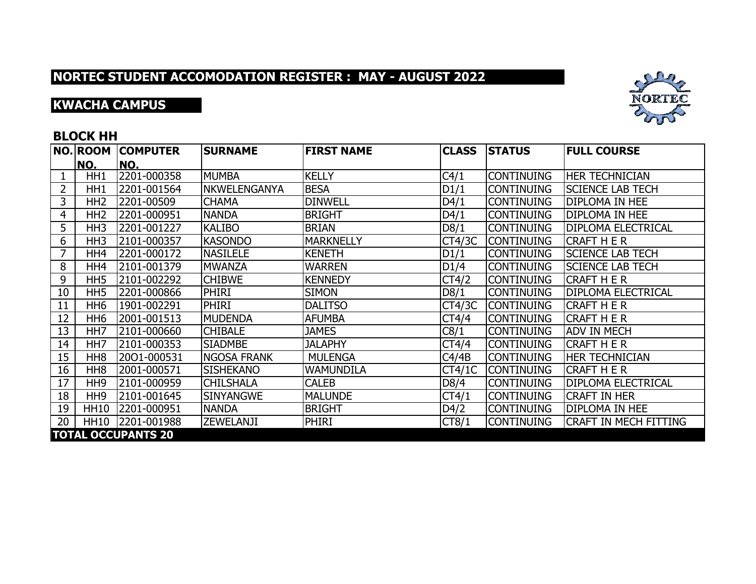# NORTEC STUDENT ACCOMODATION REGISTER : MAY - AUGUST 2022

## KWACHA CAMPUS

### BLOCK HH

| NO. | ROOM NO. | COMPUTER NO. | SURNAME | FIRST NAME | CLASS | STATUS | FULL COURSE |
|---|---|---|---|---|---|---|---|
| 1 | HH1 | 2201-000358 | MUMBA | KELLY | C4/1 | CONTINUING | HER TECHNICIAN |
| 2 | HH1 | 2201-001564 | NKWELENGANYA | BESA | D1/1 | CONTINUING | SCIENCE LAB TECH |
| 3 | HH2 | 2201-00509 | CHAMA | DINWELL | D4/1 | CONTINUING | DIPLOMA IN HEE |
| 4 | HH2 | 2201-000951 | NANDA | BRIGHT | D4/1 | CONTINUING | DIPLOMA IN HEE |
| 5 | HH3 | 2201-001227 | KALIBO | BRIAN | D8/1 | CONTINUING | DIPLOMA ELECTRICAL |
| 6 | HH3 | 2101-000357 | KASONDO | MARKNELLY | CT4/3C | CONTINUING | CRAFT H E R |
| 7 | HH4 | 2201-000172 | NASILELE | KENETH | D1/1 | CONTINUING | SCIENCE LAB TECH |
| 8 | HH4 | 2101-001379 | MWANZA | WARREN | D1/4 | CONTINUING | SCIENCE LAB TECH |
| 9 | HH5 | 2101-002292 | CHIBWE | KENNEDY | CT4/2 | CONTINUING | CRAFT H E R |
| 10 | HH5 | 2201-000866 | PHIRI | SIMON | D8/1 | CONTINUING | DIPLOMA ELECTRICAL |
| 11 | HH6 | 1901-002291 | PHIRI | DALITSO | CT4/3C | CONTINUING | CRAFT H E R |
| 12 | HH6 | 2001-001513 | MUDENDA | AFUMBA | CT4/4 | CONTINUING | CRAFT H E R |
| 13 | HH7 | 2101-000660 | CHIBALE | JAMES | C8/1 | CONTINUING | ADV IN MECH |
| 14 | HH7 | 2101-000353 | SIADMBE | JALAPHY | CT4/4 | CONTINUING | CRAFT H E R |
| 15 | HH8 | 20O1-000531 | NGOSA FRANK | MULENGA | C4/4B | CONTINUING | HER TECHNICIAN |
| 16 | HH8 | 2001-000571 | SISHEKANO | WAMUNDILA | CT4/1C | CONTINUING | CRAFT H E R |
| 17 | HH9 | 2101-000959 | CHILSHALA | CALEB | D8/4 | CONTINUING | DIPLOMA ELECTRICAL |
| 18 | HH9 | 2101-001645 | SINYANGWE | MALUNDE | CT4/1 | CONTINUING | CRAFT IN HER |
| 19 | HH10 | 2201-000951 | NANDA | BRIGHT | D4/2 | CONTINUING | DIPLOMA IN HEE |
| 20 | HH10 | 2201-001988 | ZEWELANJI | PHIRI | CT8/1 | CONTINUING | CRAFT IN MECH FITTING |

**TOTAL OCCUPANTS 20**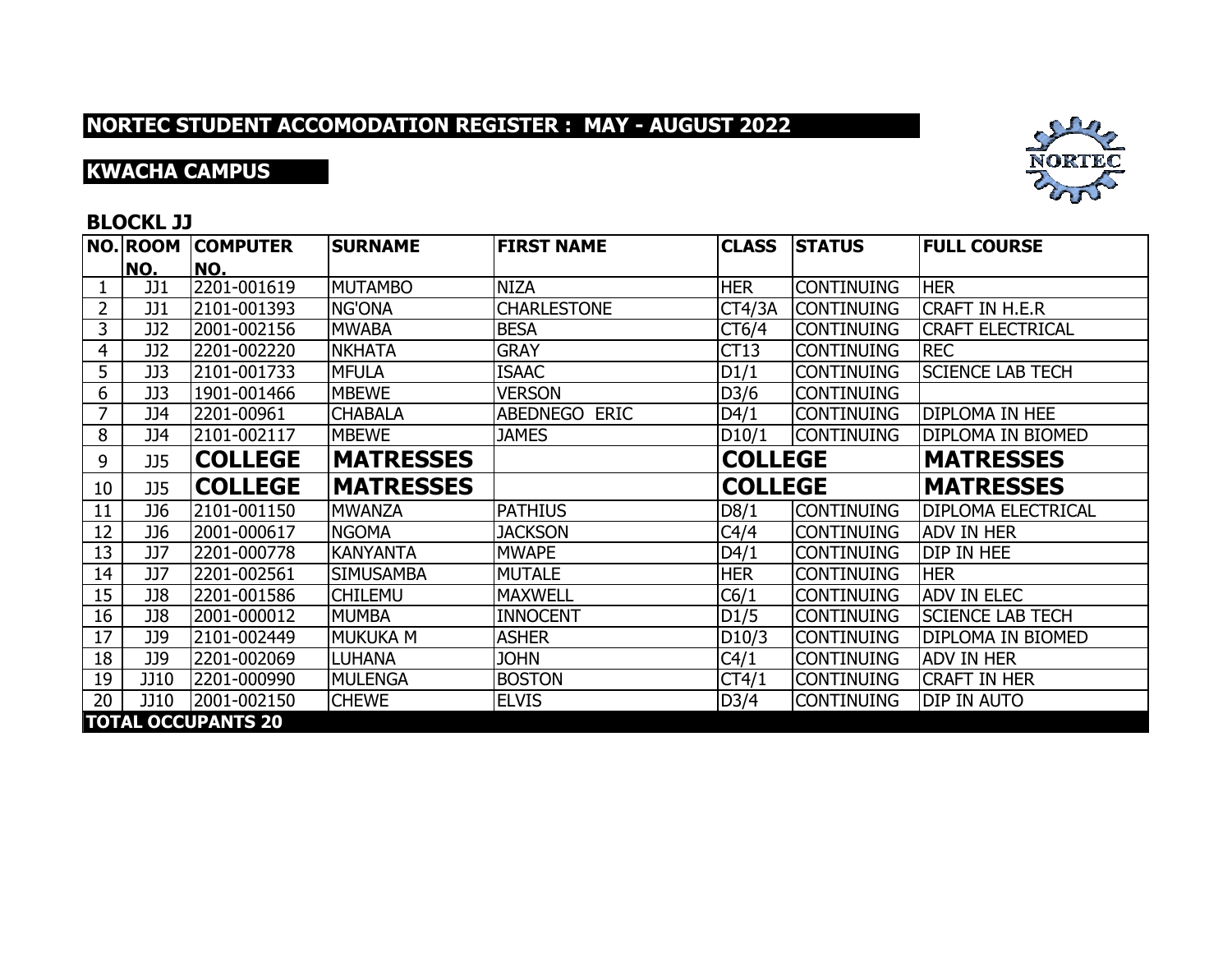# NORTEC STUDENT ACCOMODATION REGISTER : MAY - AUGUST 2022

## KWACHA CAMPUS

### BLOCKL JJ

| NO. | ROOM NO. | COMPUTER NO. | SURNAME | FIRST NAME | CLASS | STATUS | FULL COURSE |
|---|---|---|---|---|---|---|---|
| 1 | JJ1 | 2201-001619 | MUTAMBO | NIZA | HER | CONTINUING | HER |
| 2 | JJ1 | 2101-001393 | NG'ONA | CHARLESTONE | CT4/3A | CONTINUING | CRAFT IN H.E.R |
| 3 | JJ2 | 2001-002156 | MWABA | BESA | CT6/4 | CONTINUING | CRAFT ELECTRICAL |
| 4 | JJ2 | 2201-002220 | NKHATA | GRAY | CT13 | CONTINUING | REC |
| 5 | JJ3 | 2101-001733 | MFULA | ISAAC | D1/1 | CONTINUING | SCIENCE LAB TECH |
| 6 | JJ3 | 1901-001466 | MBEWE | VERSON | D3/6 | CONTINUING | |
| 7 | JJ4 | 2201-00961 | CHABALA | ABEDNEGO ERIC | D4/1 | CONTINUING | DIPLOMA IN HEE |
| 8 | JJ4 | 2101-002117 | MBEWE | JAMES | D10/1 | CONTINUING | DIPLOMA IN BIOMED |
| 9 | JJ5 | **COLLEGE** | **MATRESSES** | | **COLLEGE** | | **MATRESSES** |
| 10 | JJ5 | **COLLEGE** | **MATRESSES** | | **COLLEGE** | | **MATRESSES** |
| 11 | JJ6 | 2101-001150 | MWANZA | PATHIUS | D8/1 | CONTINUING | DIPLOMA ELECTRICAL |
| 12 | JJ6 | 2001-000617 | NGOMA | JACKSON | C4/4 | CONTINUING | ADV IN HER |
| 13 | JJ7 | 2201-000778 | KANYANTA | MWAPE | D4/1 | CONTINUING | DIP IN HEE |
| 14 | JJ7 | 2201-002561 | SIMUSAMBA | MUTALE | HER | CONTINUING | HER |
| 15 | JJ8 | 2201-001586 | CHILEMU | MAXWELL | C6/1 | CONTINUING | ADV IN ELEC |
| 16 | JJ8 | 2001-000012 | MUMBA | INNOCENT | D1/5 | CONTINUING | SCIENCE LAB TECH |
| 17 | JJ9 | 2101-002449 | MUKUKA M | ASHER | D10/3 | CONTINUING | DIPLOMA IN BIOMED |
| 18 | JJ9 | 2201-002069 | LUHANA | JOHN | C4/1 | CONTINUING | ADV IN HER |
| 19 | JJ10 | 2201-000990 | MULENGA | BOSTON | CT4/1 | CONTINUING | CRAFT IN HER |
| 20 | JJ10 | 2001-002150 | CHEWE | ELVIS | D3/4 | CONTINUING | DIP IN AUTO |
| **TOTAL OCCUPANTS 20** | | | | | | | |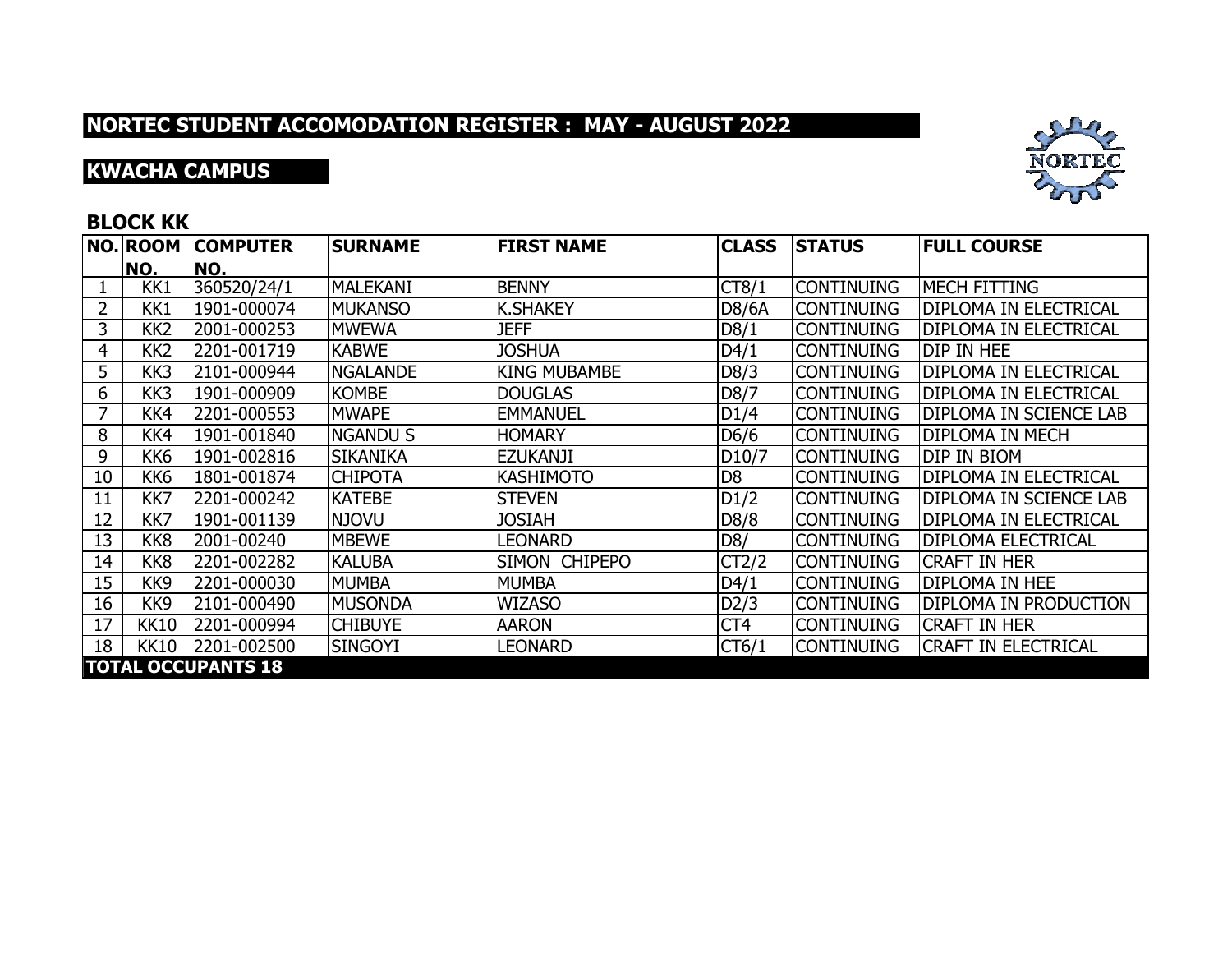## NORTEC STUDENT ACCOMODATION REGISTER : MAY - AUGUST 2022

## KWACHA CAMPUS

### BLOCK KK

| NO. | ROOM NO. | COMPUTER NO. | SURNAME | FIRST NAME | CLASS | STATUS | FULL COURSE |
|---|---|---|---|---|---|---|---|
| 1 | KK1 | 360520/24/1 | MALEKANI | BENNY | CT8/1 | CONTINUING | MECH FITTING |
| 2 | KK1 | 1901-000074 | MUKANSO | K.SHAKEY | D8/6A | CONTINUING | DIPLOMA IN ELECTRICAL |
| 3 | KK2 | 2001-000253 | MWEWA | JEFF | D8/1 | CONTINUING | DIPLOMA IN ELECTRICAL |
| 4 | KK2 | 2201-001719 | KABWE | JOSHUA | D4/1 | CONTINUING | DIP IN HEE |
| 5 | KK3 | 2101-000944 | NGALANDE | KING MUBAMBE | D8/3 | CONTINUING | DIPLOMA IN ELECTRICAL |
| 6 | KK3 | 1901-000909 | KOMBE | DOUGLAS | D8/7 | CONTINUING | DIPLOMA IN ELECTRICAL |
| 7 | KK4 | 2201-000553 | MWAPE | EMMANUEL | D1/4 | CONTINUING | DIPLOMA IN SCIENCE LAB |
| 8 | KK4 | 1901-001840 | NGANDU S | HOMARY | D6/6 | CONTINUING | DIPLOMA IN MECH |
| 9 | KK6 | 1901-002816 | SIKANIKA | EZUKANJI | D10/7 | CONTINUING | DIP IN BIOM |
| 10 | KK6 | 1801-001874 | CHIPOTA | KASHIMOTO | D8 | CONTINUING | DIPLOMA IN ELECTRICAL |
| 11 | KK7 | 2201-000242 | KATEBE | STEVEN | D1/2 | CONTINUING | DIPLOMA IN SCIENCE LAB |
| 12 | KK7 | 1901-001139 | NJOVU | JOSIAH | D8/8 | CONTINUING | DIPLOMA IN ELECTRICAL |
| 13 | KK8 | 2001-00240 | MBEWE | LEONARD | D8/ | CONTINUING | DIPLOMA ELECTRICAL |
| 14 | KK8 | 2201-002282 | KALUBA | SIMON CHIPEPO | CT2/2 | CONTINUING | CRAFT IN HER |
| 15 | KK9 | 2201-000030 | MUMBA | MUMBA | D4/1 | CONTINUING | DIPLOMA IN HEE |
| 16 | KK9 | 2101-000490 | MUSONDA | WIZASO | D2/3 | CONTINUING | DIPLOMA IN PRODUCTION |
| 17 | KK10 | 2201-000994 | CHIBUYE | AARON | CT4 | CONTINUING | CRAFT IN HER |
| 18 | KK10 | 2201-002500 | SINGOYI | LEONARD | CT6/1 | CONTINUING | CRAFT IN ELECTRICAL |
| **TOTAL OCCUPANTS 18** | | | | | | | |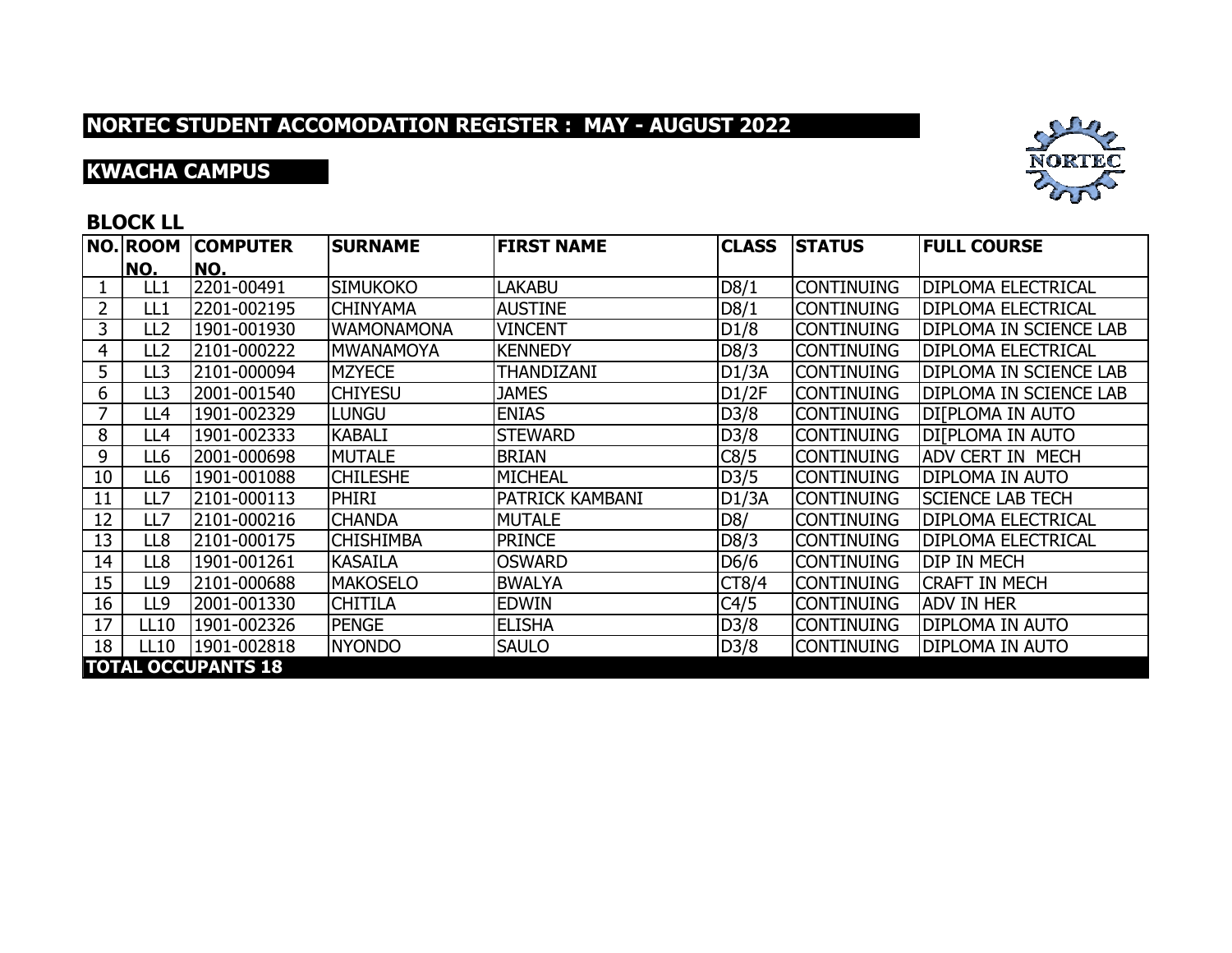# NORTEC STUDENT ACCOMODATION REGISTER : MAY - AUGUST 2022

## KWACHA CAMPUS

### BLOCK LL

| NO. | ROOM NO. | COMPUTER NO. | SURNAME | FIRST NAME | CLASS | STATUS | FULL COURSE |
|---|---|---|---|---|---|---|---|
| 1 | LL1 | 2201-00491 | SIMUKOKO | LAKABU | D8/1 | CONTINUING | DIPLOMA ELECTRICAL |
| 2 | LL1 | 2201-002195 | CHINYAMA | AUSTINE | D8/1 | CONTINUING | DIPLOMA ELECTRICAL |
| 3 | LL2 | 1901-001930 | WAMONAMONA | VINCENT | D1/8 | CONTINUING | DIPLOMA IN SCIENCE LAB |
| 4 | LL2 | 2101-000222 | MWANAMOYA | KENNEDY | D8/3 | CONTINUING | DIPLOMA ELECTRICAL |
| 5 | LL3 | 2101-000094 | MZYECE | THANDIZANI | D1/3A | CONTINUING | DIPLOMA IN SCIENCE LAB |
| 6 | LL3 | 2001-001540 | CHIYESU | JAMES | D1/2F | CONTINUING | DIPLOMA IN SCIENCE LAB |
| 7 | LL4 | 1901-002329 | LUNGU | ENIAS | D3/8 | CONTINUING | DI[PLOMA IN AUTO |
| 8 | LL4 | 1901-002333 | KABALI | STEWARD | D3/8 | CONTINUING | DI[PLOMA IN AUTO |
| 9 | LL6 | 2001-000698 | MUTALE | BRIAN | C8/5 | CONTINUING | ADV CERT IN MECH |
| 10 | LL6 | 1901-001088 | CHILESHE | MICHEAL | D3/5 | CONTINUING | DIPLOMA IN AUTO |
| 11 | LL7 | 2101-000113 | PHIRI | PATRICK KAMBANI | D1/3A | CONTINUING | SCIENCE LAB TECH |
| 12 | LL7 | 2101-000216 | CHANDA | MUTALE | D8/ | CONTINUING | DIPLOMA ELECTRICAL |
| 13 | LL8 | 2101-000175 | CHISHIMBA | PRINCE | D8/3 | CONTINUING | DIPLOMA ELECTRICAL |
| 14 | LL8 | 1901-001261 | KASAILA | OSWARD | D6/6 | CONTINUING | DIP IN MECH |
| 15 | LL9 | 2101-000688 | MAKOSELO | BWALYA | CT8/4 | CONTINUING | CRAFT IN MECH |
| 16 | LL9 | 2001-001330 | CHITILA | EDWIN | C4/5 | CONTINUING | ADV IN HER |
| 17 | LL10 | 1901-002326 | PENGE | ELISHA | D3/8 | CONTINUING | DIPLOMA IN AUTO |
| 18 | LL10 | 1901-002818 | NYONDO | SAULO | D3/8 | CONTINUING | DIPLOMA IN AUTO |
| **TOTAL OCCUPANTS 18** | | | | | | | |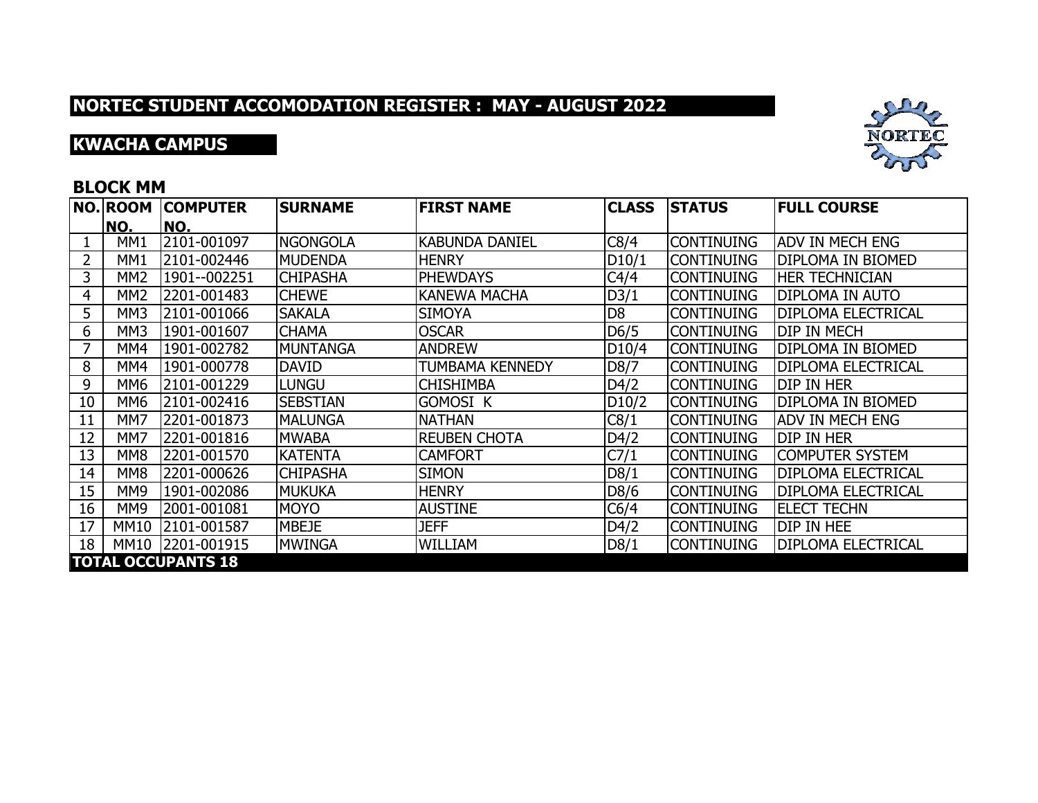## NORTEC STUDENT ACCOMODATION REGISTER : MAY - AUGUST 2022

## KWACHA CAMPUS

### BLOCK MM

| NO. | ROOM NO. | COMPUTER NO. | SURNAME | FIRST NAME | CLASS | STATUS | FULL COURSE |
|---|---|---|---|---|---|---|---|
| 1 | MM1 | 2101-001097 | NGONGOLA | KABUNDA DANIEL | C8/4 | CONTINUING | ADV IN MECH ENG |
| 2 | MM1 | 2101-002446 | MUDENDA | HENRY | D10/1 | CONTINUING | DIPLOMA IN BIOMED |
| 3 | MM2 | 1901--002251 | CHIPASHA | PHEWDAYS | C4/4 | CONTINUING | HER TECHNICIAN |
| 4 | MM2 | 2201-001483 | CHEWE | KANEWA MACHA | D3/1 | CONTINUING | DIPLOMA IN AUTO |
| 5 | MM3 | 2101-001066 | SAKALA | SIMOYA | D8 | CONTINUING | DIPLOMA ELECTRICAL |
| 6 | MM3 | 1901-001607 | CHAMA | OSCAR | D6/5 | CONTINUING | DIP IN MECH |
| 7 | MM4 | 1901-002782 | MUNTANGA | ANDREW | D10/4 | CONTINUING | DIPLOMA IN BIOMED |
| 8 | MM4 | 1901-000778 | DAVID | TUMBAMA KENNEDY | D8/7 | CONTINUING | DIPLOMA ELECTRICAL |
| 9 | MM6 | 2101-001229 | LUNGU | CHISHIMBA | D4/2 | CONTINUING | DIP IN HER |
| 10 | MM6 | 2101-002416 | SEBSTIAN | GOMOSI K | D10/2 | CONTINUING | DIPLOMA IN BIOMED |
| 11 | MM7 | 2201-001873 | MALUNGA | NATHAN | C8/1 | CONTINUING | ADV IN MECH ENG |
| 12 | MM7 | 2201-001816 | MWABA | REUBEN CHOTA | D4/2 | CONTINUING | DIP IN HER |
| 13 | MM8 | 2201-001570 | KATENTA | CAMFORT | C7/1 | CONTINUING | COMPUTER SYSTEM |
| 14 | MM8 | 2201-000626 | CHIPASHA | SIMON | D8/1 | CONTINUING | DIPLOMA ELECTRICAL |
| 15 | MM9 | 1901-002086 | MUKUKA | HENRY | D8/6 | CONTINUING | DIPLOMA ELECTRICAL |
| 16 | MM9 | 2001-001081 | MOYO | AUSTINE | C6/4 | CONTINUING | ELECT TECHN |
| 17 | MM10 | 2101-001587 | MBEJE | JEFF | D4/2 | CONTINUING | DIP IN HEE |
| 18 | MM10 | 2201-001915 | MWINGA | WILLIAM | D8/1 | CONTINUING | DIPLOMA ELECTRICAL |
| **TOTAL OCCUPANTS 18** | | | | | | | |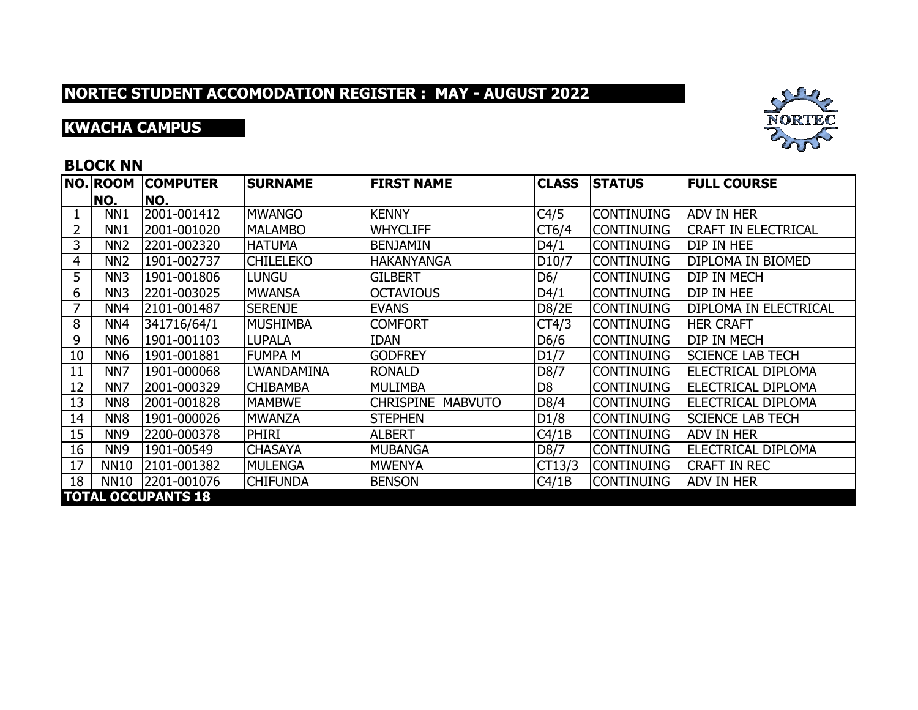# NORTEC STUDENT ACCOMODATION REGISTER : MAY - AUGUST 2022

## KWACHA CAMPUS

### BLOCK NN

| NO. | ROOM NO. | COMPUTER NO. | SURNAME | FIRST NAME | CLASS | STATUS | FULL COURSE |
|---|---|---|---|---|---|---|---|
| 1 | NN1 | 2001-001412 | MWANGO | KENNY | C4/5 | CONTINUING | ADV IN HER |
| 2 | NN1 | 2001-001020 | MALAMBO | WHYCLIFF | CT6/4 | CONTINUING | CRAFT IN ELECTRICAL |
| 3 | NN2 | 2201-002320 | HATUMA | BENJAMIN | D4/1 | CONTINUING | DIP IN HEE |
| 4 | NN2 | 1901-002737 | CHILELEKO | HAKANYANGA | D10/7 | CONTINUING | DIPLOMA IN BIOMED |
| 5 | NN3 | 1901-001806 | LUNGU | GILBERT | D6/ | CONTINUING | DIP IN MECH |
| 6 | NN3 | 2201-003025 | MWANSA | OCTAVIOUS | D4/1 | CONTINUING | DIP IN HEE |
| 7 | NN4 | 2101-001487 | SERENJE | EVANS | D8/2E | CONTINUING | DIPLOMA IN ELECTRICAL |
| 8 | NN4 | 341716/64/1 | MUSHIMBA | COMFORT | CT4/3 | CONTINUING | HER CRAFT |
| 9 | NN6 | 1901-001103 | LUPALA | IDAN | D6/6 | CONTINUING | DIP IN MECH |
| 10 | NN6 | 1901-001881 | FUMPA M | GODFREY | D1/7 | CONTINUING | SCIENCE LAB TECH |
| 11 | NN7 | 1901-000068 | LWANDAMINA | RONALD | D8/7 | CONTINUING | ELECTRICAL DIPLOMA |
| 12 | NN7 | 2001-000329 | CHIBAMBA | MULIMBA | D8 | CONTINUING | ELECTRICAL DIPLOMA |
| 13 | NN8 | 2001-001828 | MAMBWE | CHRISPINE MABVUTO | D8/4 | CONTINUING | ELECTRICAL DIPLOMA |
| 14 | NN8 | 1901-000026 | MWANZA | STEPHEN | D1/8 | CONTINUING | SCIENCE LAB TECH |
| 15 | NN9 | 2200-000378 | PHIRI | ALBERT | C4/1B | CONTINUING | ADV IN HER |
| 16 | NN9 | 1901-00549 | CHASAYA | MUBANGA | D8/7 | CONTINUING | ELECTRICAL DIPLOMA |
| 17 | NN10 | 2101-001382 | MULENGA | MWENYA | CT13/3 | CONTINUING | CRAFT IN REC |
| 18 | NN10 | 2201-001076 | CHIFUNDA | BENSON | C4/1B | CONTINUING | ADV IN HER |
| **TOTAL OCCUPANTS 18** | | | | | | | |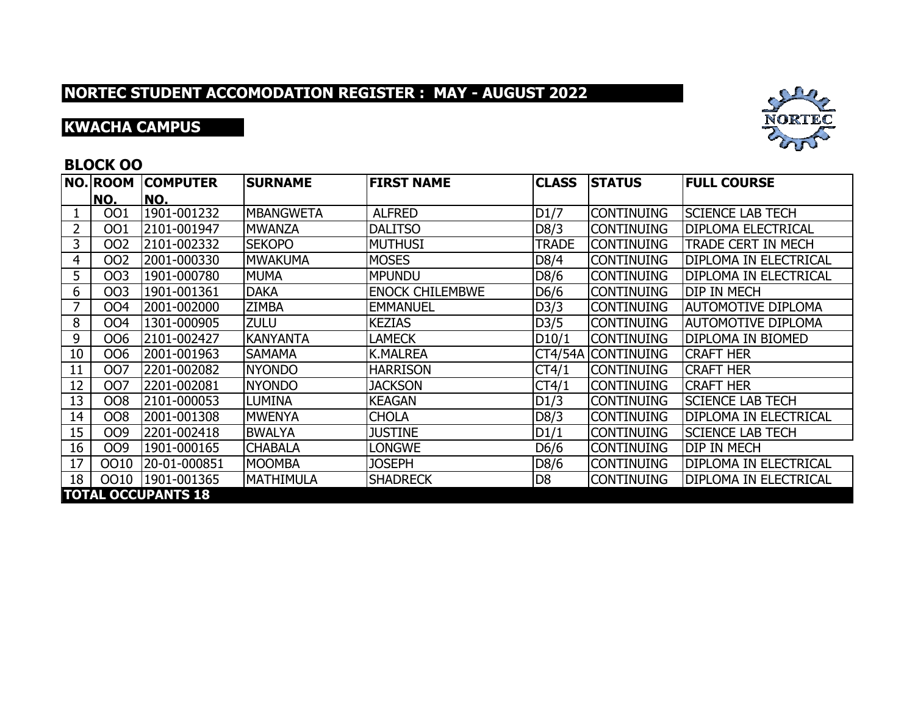## NORTEC STUDENT ACCOMODATION REGISTER : MAY - AUGUST 2022

## KWACHA CAMPUS

### BLOCK OO

| NO. | ROOM NO. | COMPUTER NO. | SURNAME | FIRST NAME | CLASS | STATUS | FULL COURSE |
|---|---|---|---|---|---|---|---|
| 1 | OO1 | 1901-001232 | MBANGWETA | ALFRED | D1/7 | CONTINUING | SCIENCE LAB TECH |
| 2 | OO1 | 2101-001947 | MWANZA | DALITSO | D8/3 | CONTINUING | DIPLOMA ELECTRICAL |
| 3 | OO2 | 2101-002332 | SEKOPO | MUTHUSI | TRADE | CONTINUING | TRADE CERT IN MECH |
| 4 | OO2 | 2001-000330 | MWAKUMA | MOSES | D8/4 | CONTINUING | DIPLOMA IN ELECTRICAL |
| 5 | OO3 | 1901-000780 | MUMA | MPUNDU | D8/6 | CONTINUING | DIPLOMA IN ELECTRICAL |
| 6 | OO3 | 1901-001361 | DAKA | ENOCK CHILEMBWE | D6/6 | CONTINUING | DIP IN MECH |
| 7 | OO4 | 2001-002000 | ZIMBA | EMMANUEL | D3/3 | CONTINUING | AUTOMOTIVE DIPLOMA |
| 8 | OO4 | 1301-000905 | ZULU | KEZIAS | D3/5 | CONTINUING | AUTOMOTIVE DIPLOMA |
| 9 | OO6 | 2101-002427 | KANYANTA | LAMECK | D10/1 | CONTINUING | DIPLOMA IN BIOMED |
| 10 | OO6 | 2001-001963 | SAMAMA | K.MALREA | CT4/54A | CONTINUING | CRAFT HER |
| 11 | OO7 | 2201-002082 | NYONDO | HARRISON | CT4/1 | CONTINUING | CRAFT HER |
| 12 | OO7 | 2201-002081 | NYONDO | JACKSON | CT4/1 | CONTINUING | CRAFT HER |
| 13 | OO8 | 2101-000053 | LUMINA | KEAGAN | D1/3 | CONTINUING | SCIENCE LAB TECH |
| 14 | OO8 | 2001-001308 | MWENYA | CHOLA | D8/3 | CONTINUING | DIPLOMA IN ELECTRICAL |
| 15 | OO9 | 2201-002418 | BWALYA | JUSTINE | D1/1 | CONTINUING | SCIENCE LAB TECH |
| 16 | OO9 | 1901-000165 | CHABALA | LONGWE | D6/6 | CONTINUING | DIP IN MECH |
| 17 | OO10 | 20-01-000851 | MOOMBA | JOSEPH | D8/6 | CONTINUING | DIPLOMA IN ELECTRICAL |
| 18 | OO10 | 1901-001365 | MATHIMULA | SHADRECK | D8 | CONTINUING | DIPLOMA IN ELECTRICAL |

**TOTAL OCCUPANTS 18**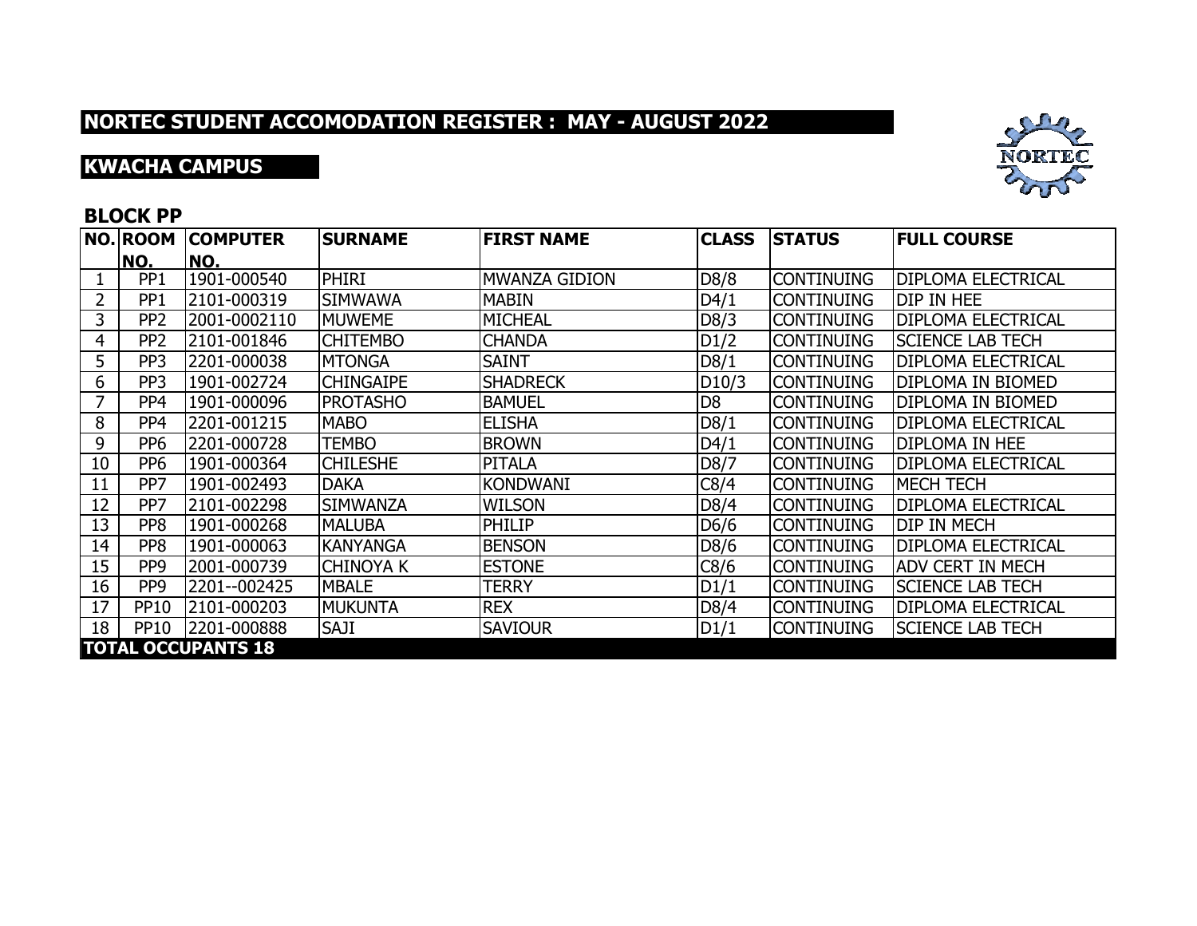## NORTEC STUDENT ACCOMODATION REGISTER : MAY - AUGUST 2022

## KWACHA CAMPUS

### BLOCK PP

| NO. | ROOM NO. | COMPUTER NO. | SURNAME | FIRST NAME | CLASS | STATUS | FULL COURSE |
|---|---|---|---|---|---|---|---|
| 1 | PP1 | 1901-000540 | PHIRI | MWANZA GIDION | D8/8 | CONTINUING | DIPLOMA ELECTRICAL |
| 2 | PP1 | 2101-000319 | SIMWAWA | MABIN | D4/1 | CONTINUING | DIP IN HEE |
| 3 | PP2 | 2001-0002110 | MUWEME | MICHEAL | D8/3 | CONTINUING | DIPLOMA ELECTRICAL |
| 4 | PP2 | 2101-001846 | CHITEMBO | CHANDA | D1/2 | CONTINUING | SCIENCE LAB TECH |
| 5 | PP3 | 2201-000038 | MTONGA | SAINT | D8/1 | CONTINUING | DIPLOMA ELECTRICAL |
| 6 | PP3 | 1901-002724 | CHINGAIPE | SHADRECK | D10/3 | CONTINUING | DIPLOMA IN BIOMED |
| 7 | PP4 | 1901-000096 | PROTASHO | BAMUEL | D8 | CONTINUING | DIPLOMA IN BIOMED |
| 8 | PP4 | 2201-001215 | MABO | ELISHA | D8/1 | CONTINUING | DIPLOMA ELECTRICAL |
| 9 | PP6 | 2201-000728 | TEMBO | BROWN | D4/1 | CONTINUING | DIPLOMA IN HEE |
| 10 | PP6 | 1901-000364 | CHILESHE | PITALA | D8/7 | CONTINUING | DIPLOMA ELECTRICAL |
| 11 | PP7 | 1901-002493 | DAKA | KONDWANI | C8/4 | CONTINUING | MECH TECH |
| 12 | PP7 | 2101-002298 | SIMWANZA | WILSON | D8/4 | CONTINUING | DIPLOMA ELECTRICAL |
| 13 | PP8 | 1901-000268 | MALUBA | PHILIP | D6/6 | CONTINUING | DIP IN MECH |
| 14 | PP8 | 1901-000063 | KANYANGA | BENSON | D8/6 | CONTINUING | DIPLOMA ELECTRICAL |
| 15 | PP9 | 2001-000739 | CHINOYA K | ESTONE | C8/6 | CONTINUING | ADV CERT IN MECH |
| 16 | PP9 | 2201--002425 | MBALE | TERRY | D1/1 | CONTINUING | SCIENCE LAB TECH |
| 17 | PP10 | 2101-000203 | MUKUNTA | REX | D8/4 | CONTINUING | DIPLOMA ELECTRICAL |
| 18 | PP10 | 2201-000888 | SAJI | SAVIOUR | D1/1 | CONTINUING | SCIENCE LAB TECH |
| **TOTAL OCCUPANTS 18** | | | | | | | |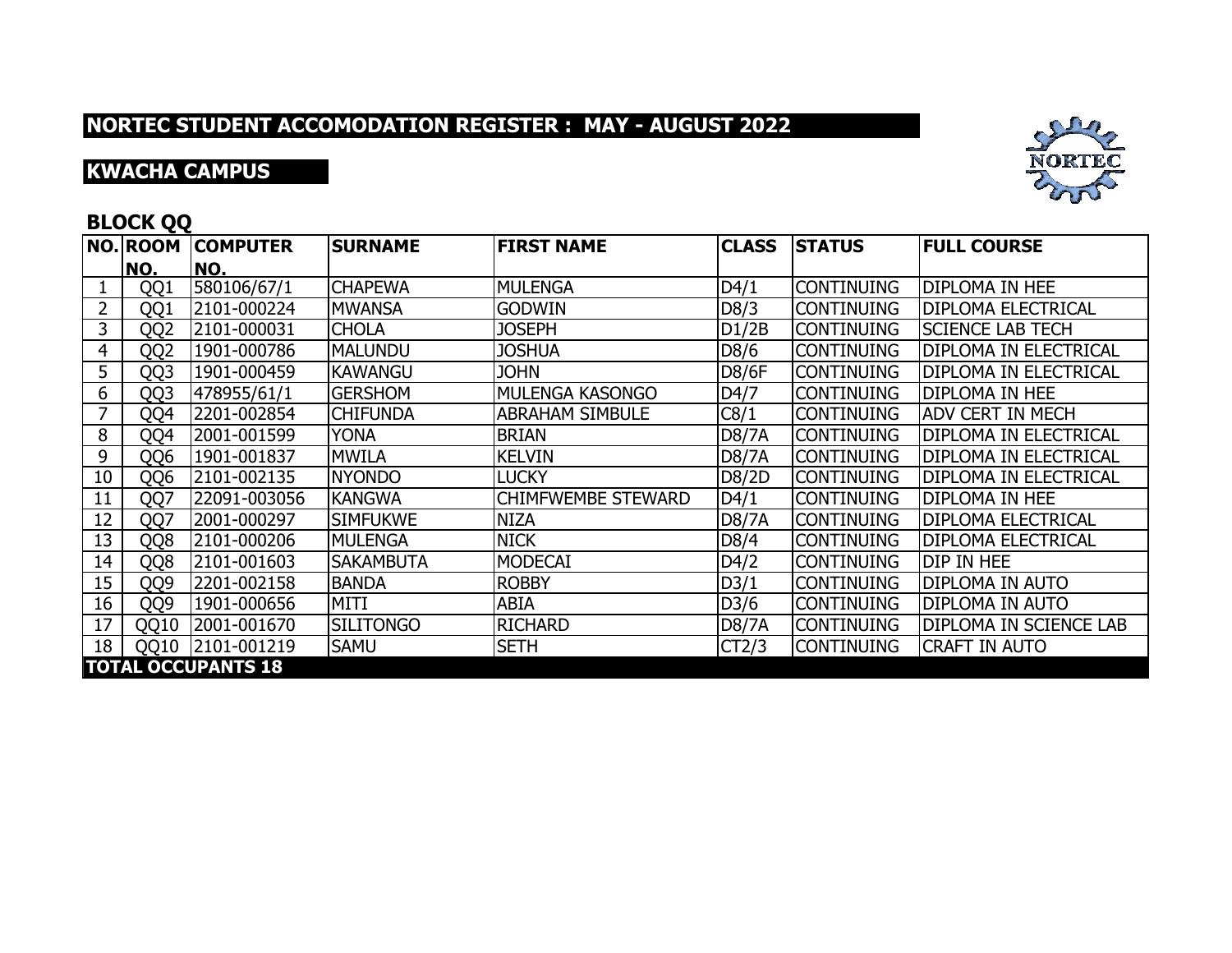## NORTEC STUDENT ACCOMODATION REGISTER : MAY - AUGUST 2022

## KWACHA CAMPUS

### BLOCK QQ

| NO. | ROOM NO. | COMPUTER NO. | SURNAME | FIRST NAME | CLASS | STATUS | FULL COURSE |
|---|---|---|---|---|---|---|---|
| 1 | QQ1 | 580106/67/1 | CHAPEWA | MULENGA | D4/1 | CONTINUING | DIPLOMA IN HEE |
| 2 | QQ1 | 2101-000224 | MWANSA | GODWIN | D8/3 | CONTINUING | DIPLOMA ELECTRICAL |
| 3 | QQ2 | 2101-000031 | CHOLA | JOSEPH | D1/2B | CONTINUING | SCIENCE LAB TECH |
| 4 | QQ2 | 1901-000786 | MALUNDU | JOSHUA | D8/6 | CONTINUING | DIPLOMA IN ELECTRICAL |
| 5 | QQ3 | 1901-000459 | KAWANGU | JOHN | D8/6F | CONTINUING | DIPLOMA IN ELECTRICAL |
| 6 | QQ3 | 478955/61/1 | GERSHOM | MULENGA KASONGO | D4/7 | CONTINUING | DIPLOMA IN HEE |
| 7 | QQ4 | 2201-002854 | CHIFUNDA | ABRAHAM SIMBULE | C8/1 | CONTINUING | ADV CERT IN MECH |
| 8 | QQ4 | 2001-001599 | YONA | BRIAN | D8/7A | CONTINUING | DIPLOMA IN ELECTRICAL |
| 9 | QQ6 | 1901-001837 | MWILA | KELVIN | D8/7A | CONTINUING | DIPLOMA IN ELECTRICAL |
| 10 | QQ6 | 2101-002135 | NYONDO | LUCKY | D8/2D | CONTINUING | DIPLOMA IN ELECTRICAL |
| 11 | QQ7 | 22091-003056 | KANGWA | CHIMFWEMBE STEWARD | D4/1 | CONTINUING | DIPLOMA IN HEE |
| 12 | QQ7 | 2001-000297 | SIMFUKWE | NIZA | D8/7A | CONTINUING | DIPLOMA ELECTRICAL |
| 13 | QQ8 | 2101-000206 | MULENGA | NICK | D8/4 | CONTINUING | DIPLOMA ELECTRICAL |
| 14 | QQ8 | 2101-001603 | SAKAMBUTA | MODECAI | D4/2 | CONTINUING | DIP IN HEE |
| 15 | QQ9 | 2201-002158 | BANDA | ROBBY | D3/1 | CONTINUING | DIPLOMA IN AUTO |
| 16 | QQ9 | 1901-000656 | MITI | ABIA | D3/6 | CONTINUING | DIPLOMA IN AUTO |
| 17 | QQ10 | 2001-001670 | SILITONGO | RICHARD | D8/7A | CONTINUING | DIPLOMA IN SCIENCE LAB |
| 18 | QQ10 | 2101-001219 | SAMU | SETH | CT2/3 | CONTINUING | CRAFT IN AUTO |
| **TOTAL OCCUPANTS 18** | | | | | | | |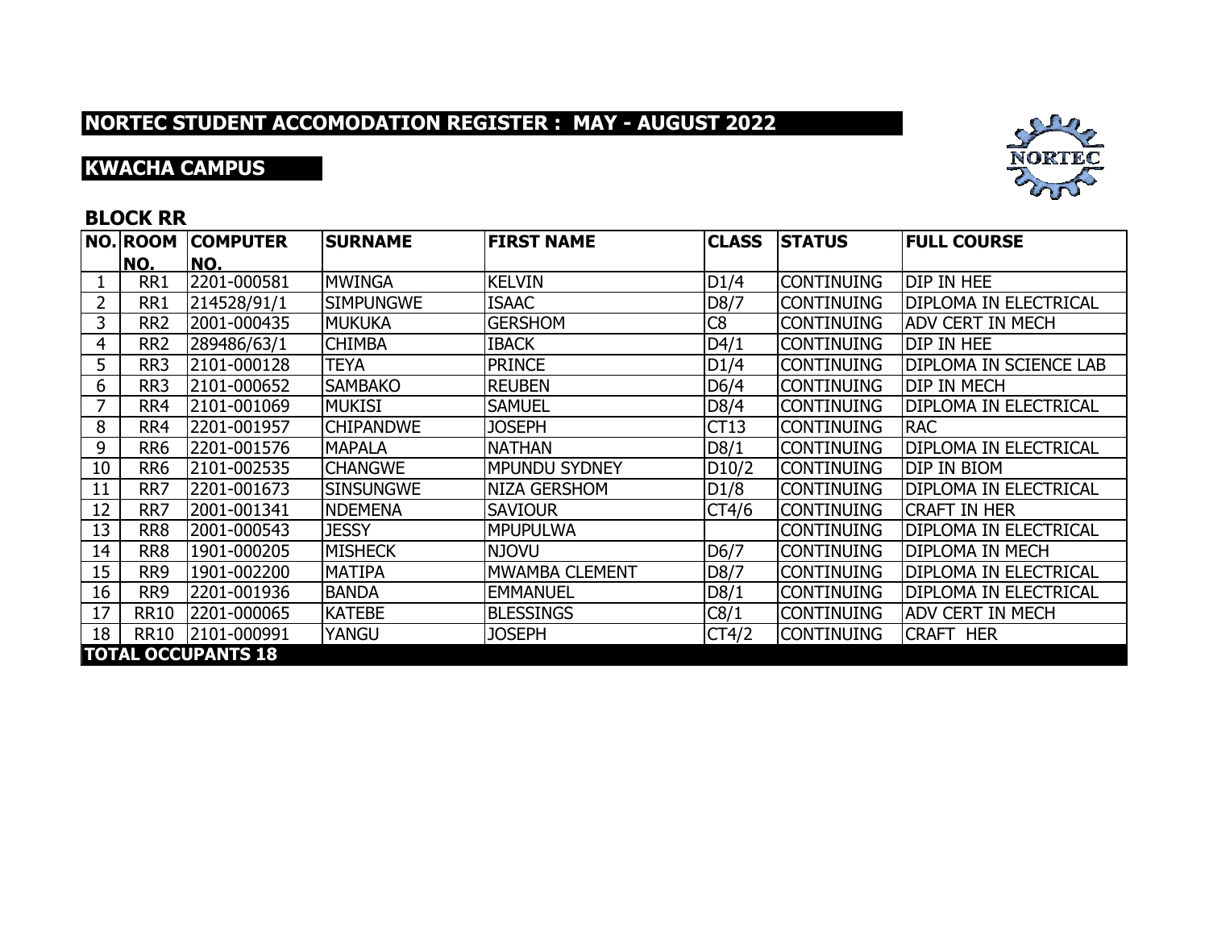# NORTEC STUDENT ACCOMODATION REGISTER : MAY - AUGUST 2022

## KWACHA CAMPUS

### BLOCK RR

| NO. | ROOM NO. | COMPUTER NO. | SURNAME | FIRST NAME | CLASS | STATUS | FULL COURSE |
|---|---|---|---|---|---|---|---|
| 1 | RR1 | 2201-000581 | MWINGA | KELVIN | D1/4 | CONTINUING | DIP IN HEE |
| 2 | RR1 | 214528/91/1 | SIMPUNGWE | ISAAC | D8/7 | CONTINUING | DIPLOMA IN ELECTRICAL |
| 3 | RR2 | 2001-000435 | MUKUKA | GERSHOM | C8 | CONTINUING | ADV CERT IN MECH |
| 4 | RR2 | 289486/63/1 | CHIMBA | IBACK | D4/1 | CONTINUING | DIP IN HEE |
| 5 | RR3 | 2101-000128 | TEYA | PRINCE | D1/4 | CONTINUING | DIPLOMA IN SCIENCE LAB |
| 6 | RR3 | 2101-000652 | SAMBAKO | REUBEN | D6/4 | CONTINUING | DIP IN MECH |
| 7 | RR4 | 2101-001069 | MUKISI | SAMUEL | D8/4 | CONTINUING | DIPLOMA IN ELECTRICAL |
| 8 | RR4 | 2201-001957 | CHIPANDWE | JOSEPH | CT13 | CONTINUING | RAC |
| 9 | RR6 | 2201-001576 | MAPALA | NATHAN | D8/1 | CONTINUING | DIPLOMA IN ELECTRICAL |
| 10 | RR6 | 2101-002535 | CHANGWE | MPUNDU SYDNEY | D10/2 | CONTINUING | DIP IN BIOM |
| 11 | RR7 | 2201-001673 | SINSUNGWE | NIZA GERSHOM | D1/8 | CONTINUING | DIPLOMA IN ELECTRICAL |
| 12 | RR7 | 2001-001341 | NDEMENA | SAVIOUR | CT4/6 | CONTINUING | CRAFT IN HER |
| 13 | RR8 | 2001-000543 | JESSY | MPUPULWA | | CONTINUING | DIPLOMA IN ELECTRICAL |
| 14 | RR8 | 1901-000205 | MISHECK | NJOVU | D6/7 | CONTINUING | DIPLOMA IN MECH |
| 15 | RR9 | 1901-002200 | MATIPA | MWAMBA CLEMENT | D8/7 | CONTINUING | DIPLOMA IN ELECTRICAL |
| 16 | RR9 | 2201-001936 | BANDA | EMMANUEL | D8/1 | CONTINUING | DIPLOMA IN ELECTRICAL |
| 17 | RR10 | 2201-000065 | KATEBE | BLESSINGS | C8/1 | CONTINUING | ADV CERT IN MECH |
| 18 | RR10 | 2101-000991 | YANGU | JOSEPH | CT4/2 | CONTINUING | CRAFT HER |
| **TOTAL OCCUPANTS 18** | | | | | | | |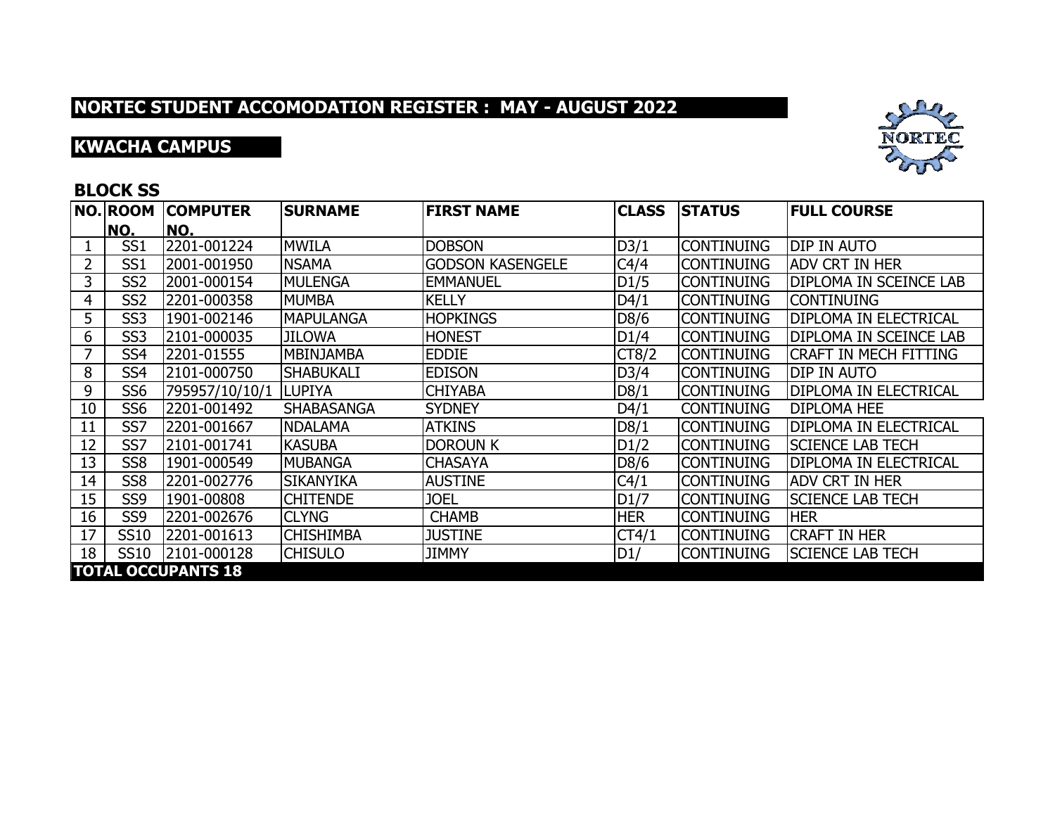# NORTEC STUDENT ACCOMODATION REGISTER : MAY - AUGUST 2022

## KWACHA CAMPUS

### BLOCK SS

| NO. | ROOM NO. | COMPUTER NO. | SURNAME | FIRST NAME | CLASS | STATUS | FULL COURSE |
|---|---|---|---|---|---|---|---|
| 1 | SS1 | 2201-001224 | MWILA | DOBSON | D3/1 | CONTINUING | DIP IN AUTO |
| 2 | SS1 | 2001-001950 | NSAMA | GODSON KASENGELE | C4/4 | CONTINUING | ADV CRT IN HER |
| 3 | SS2 | 2001-000154 | MULENGA | EMMANUEL | D1/5 | CONTINUING | DIPLOMA IN SCEINCE LAB |
| 4 | SS2 | 2201-000358 | MUMBA | KELLY | D4/1 | CONTINUING | CONTINUING |
| 5 | SS3 | 1901-002146 | MAPULANGA | HOPKINGS | D8/6 | CONTINUING | DIPLOMA IN ELECTRICAL |
| 6 | SS3 | 2101-000035 | JILOWA | HONEST | D1/4 | CONTINUING | DIPLOMA IN SCEINCE LAB |
| 7 | SS4 | 2201-01555 | MBINJAMBA | EDDIE | CT8/2 | CONTINUING | CRAFT IN MECH FITTING |
| 8 | SS4 | 2101-000750 | SHABUKALI | EDISON | D3/4 | CONTINUING | DIP IN AUTO |
| 9 | SS6 | 795957/10/10/1 | LUPIYA | CHIYABA | D8/1 | CONTINUING | DIPLOMA IN ELECTRICAL |
| 10 | SS6 | 2201-001492 | SHABASANGA | SYDNEY | D4/1 | CONTINUING | DIPLOMA HEE |
| 11 | SS7 | 2201-001667 | NDALAMA | ATKINS | D8/1 | CONTINUING | DIPLOMA IN ELECTRICAL |
| 12 | SS7 | 2101-001741 | KASUBA | DOROUN K | D1/2 | CONTINUING | SCIENCE LAB TECH |
| 13 | SS8 | 1901-000549 | MUBANGA | CHASAYA | D8/6 | CONTINUING | DIPLOMA IN ELECTRICAL |
| 14 | SS8 | 2201-002776 | SIKANYIKA | AUSTINE | C4/1 | CONTINUING | ADV CRT IN HER |
| 15 | SS9 | 1901-00808 | CHITENDE | JOEL | D1/7 | CONTINUING | SCIENCE LAB TECH |
| 16 | SS9 | 2201-002676 | CLYNG | CHAMB | HER | CONTINUING | HER |
| 17 | SS10 | 2201-001613 | CHISHIMBA | JUSTINE | CT4/1 | CONTINUING | CRAFT IN HER |
| 18 | SS10 | 2101-000128 | CHISULO | JIMMY | D1/ | CONTINUING | SCIENCE LAB TECH |

**TOTAL OCCUPANTS 18**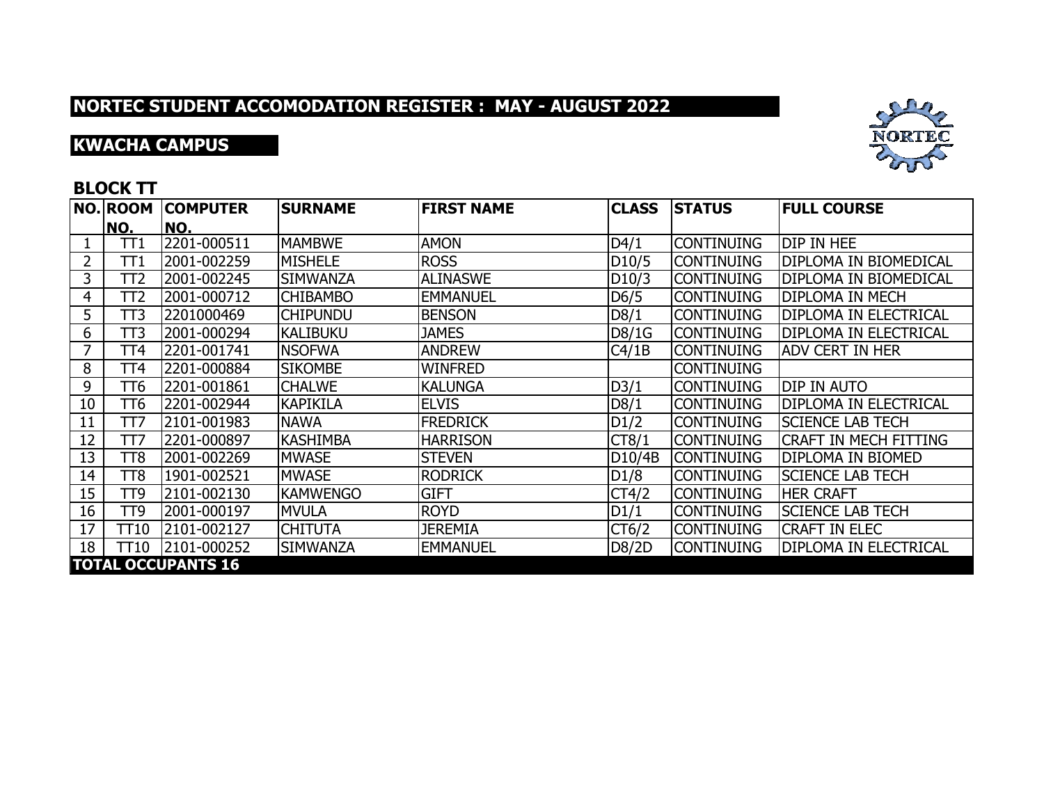# NORTEC STUDENT ACCOMODATION REGISTER : MAY - AUGUST 2022

## KWACHA CAMPUS

### BLOCK TT

| NO. | ROOM NO. | COMPUTER NO. | SURNAME | FIRST NAME | CLASS | STATUS | FULL COURSE |
|---|---|---|---|---|---|---|---|
| 1 | TT1 | 2201-000511 | MAMBWE | AMON | D4/1 | CONTINUING | DIP IN HEE |
| 2 | TT1 | 2001-002259 | MISHELE | ROSS | D10/5 | CONTINUING | DIPLOMA IN BIOMEDICAL |
| 3 | TT2 | 2001-002245 | SIMWANZA | ALINASWE | D10/3 | CONTINUING | DIPLOMA IN BIOMEDICAL |
| 4 | TT2 | 2001-000712 | CHIBAMBO | EMMANUEL | D6/5 | CONTINUING | DIPLOMA IN MECH |
| 5 | TT3 | 2201000469 | CHIPUNDU | BENSON | D8/1 | CONTINUING | DIPLOMA IN ELECTRICAL |
| 6 | TT3 | 2001-000294 | KALIBUKU | JAMES | D8/1G | CONTINUING | DIPLOMA IN ELECTRICAL |
| 7 | TT4 | 2201-001741 | NSOFWA | ANDREW | C4/1B | CONTINUING | ADV CERT IN HER |
| 8 | TT4 | 2201-000884 | SIKOMBE | WINFRED | | CONTINUING | |
| 9 | TT6 | 2201-001861 | CHALWE | KALUNGA | D3/1 | CONTINUING | DIP IN AUTO |
| 10 | TT6 | 2201-002944 | KAPIKILA | ELVIS | D8/1 | CONTINUING | DIPLOMA IN ELECTRICAL |
| 11 | TT7 | 2101-001983 | NAWA | FREDRICK | D1/2 | CONTINUING | SCIENCE LAB TECH |
| 12 | TT7 | 2201-000897 | KASHIMBA | HARRISON | CT8/1 | CONTINUING | CRAFT IN MECH FITTING |
| 13 | TT8 | 2001-002269 | MWASE | STEVEN | D10/4B | CONTINUING | DIPLOMA IN BIOMED |
| 14 | TT8 | 1901-002521 | MWASE | RODRICK | D1/8 | CONTINUING | SCIENCE LAB TECH |
| 15 | TT9 | 2101-002130 | KAMWENGO | GIFT | CT4/2 | CONTINUING | HER CRAFT |
| 16 | TT9 | 2001-000197 | MVULA | ROYD | D1/1 | CONTINUING | SCIENCE LAB TECH |
| 17 | TT10 | 2101-002127 | CHITUTA | JEREMIA | CT6/2 | CONTINUING | CRAFT IN ELEC |
| 18 | TT10 | 2101-000252 | SIMWANZA | EMMANUEL | D8/2D | CONTINUING | DIPLOMA IN ELECTRICAL |
| **TOTAL OCCUPANTS 16** | | | | | | | |